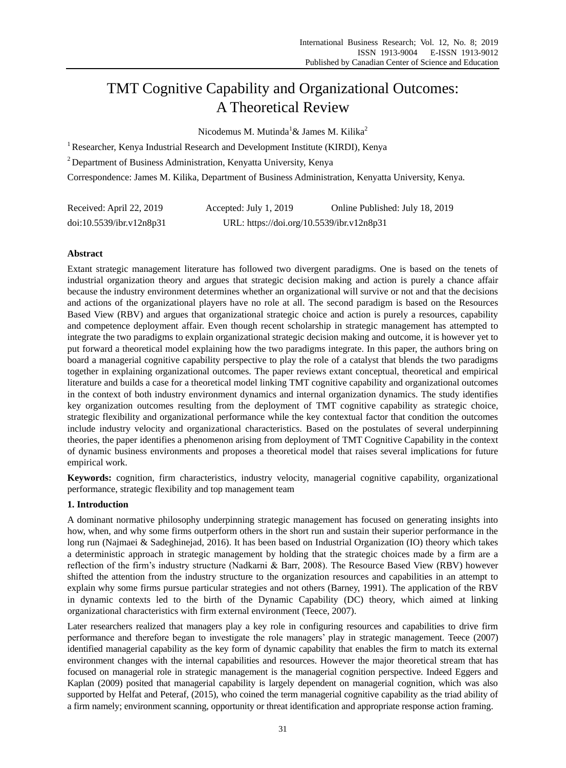# TMT Cognitive Capability and Organizational Outcomes: A Theoretical Review

Nicodemus M. Mutinda[1] & James M. Kilika[2]

[1] Researcher, Kenya Industrial Research and Development Institute (KIRDI), Kenya

[2] Department of Business Administration, Kenyatta University, Kenya

Correspondence: James M. Kilika, Department of Business Administration, Kenyatta University, Kenya.

Received: April 22, 2019 Accepted: July 1, 2019 Online Published: July 18, 2019

doi:10.5539/ibr.v12n8p31 URL: https://doi.org/10.5539/ibr.v12n8p31

## Abstract

Extant strategic management literature has followed two divergent paradigms. One is based on the tenets of industrial organization theory and argues that strategic decision making and action is purely a chance affair because the industry environment determines whether an organizational will survive or not and that the decisions and actions of the organizational players have no role at all. The second paradigm is based on the Resources Based View (RBV) and argues that organizational strategic choice and action is purely a resources, capability and competence deployment affair. Even though recent scholarship in strategic management has attempted to integrate the two paradigms to explain organizational strategic decision making and outcome, it is however yet to put forward a theoretical model explaining how the two paradigms integrate. In this paper, the authors bring on board a managerial cognitive capability perspective to play the role of a catalyst that blends the two paradigms together in explaining organizational outcomes. The paper reviews extant conceptual, theoretical and empirical literature and builds a case for a theoretical model linking TMT cognitive capability and organizational outcomes in the context of both industry environment dynamics and internal organization dynamics. The study identifies key organization outcomes resulting from the deployment of TMT cognitive capability as strategic choice, strategic flexibility and organizational performance while the key contextual factor that condition the outcomes include industry velocity and organizational characteristics. Based on the postulates of several underpinning theories, the paper identifies a phenomenon arising from deployment of TMT Cognitive Capability in the context of dynamic business environments and proposes a theoretical model that raises several implications for future empirical work.

**Keywords:** cognition, firm characteristics, industry velocity, managerial cognitive capability, organizational performance, strategic flexibility and top management team

## 1. Introduction

A dominant normative philosophy underpinning strategic management has focused on generating insights into how, when, and why some firms outperform others in the short run and sustain their superior performance in the long run (Najmaei & Sadeghinejad, 2016). It has been based on Industrial Organization (IO) theory which takes a deterministic approach in strategic management by holding that the strategic choices made by a firm are a reflection of the firm's industry structure (Nadkarni & Barr, 2008). The Resource Based View (RBV) however shifted the attention from the industry structure to the organization resources and capabilities in an attempt to explain why some firms pursue particular strategies and not others (Barney, 1991). The application of the RBV in dynamic contexts led to the birth of the Dynamic Capability (DC) theory, which aimed at linking organizational characteristics with firm external environment (Teece, 2007).

Later researchers realized that managers play a key role in configuring resources and capabilities to drive firm performance and therefore began to investigate the role managers' play in strategic management. Teece (2007) identified managerial capability as the key form of dynamic capability that enables the firm to match its external environment changes with the internal capabilities and resources. However the major theoretical stream that has focused on managerial role in strategic management is the managerial cognition perspective. Indeed Eggers and Kaplan (2009) posited that managerial capability is largely dependent on managerial cognition, which was also supported by Helfat and Peteraf, (2015), who coined the term managerial cognitive capability as the triad ability of a firm namely; environment scanning, opportunity or threat identification and appropriate response action framing.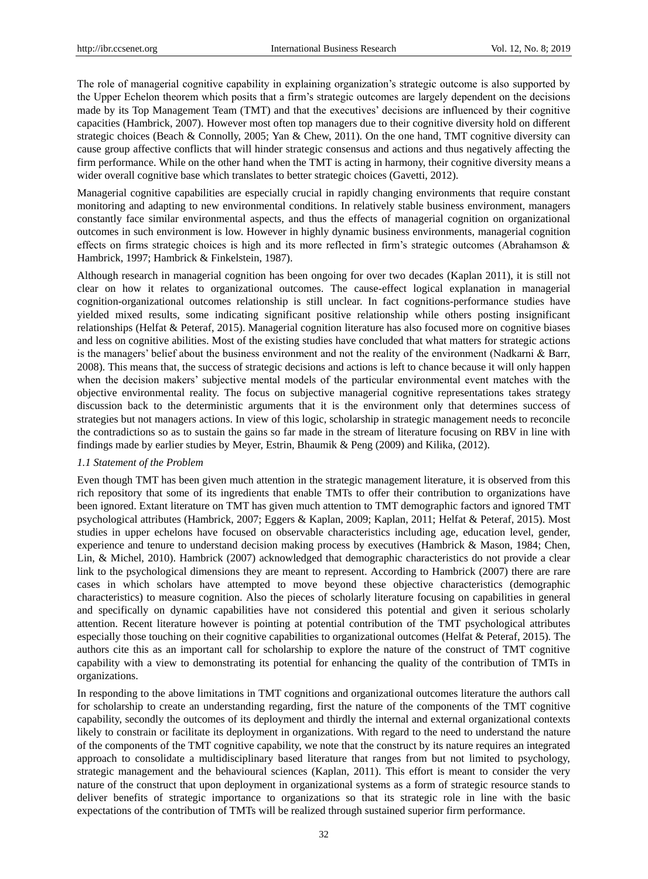The role of managerial cognitive capability in explaining organization's strategic outcome is also supported by the Upper Echelon theorem which posits that a firm's strategic outcomes are largely dependent on the decisions made by its Top Management Team (TMT) and that the executives' decisions are influenced by their cognitive capacities (Hambrick, 2007). However most often top managers due to their cognitive diversity hold on different strategic choices (Beach & Connolly, 2005; Yan & Chew, 2011). On the one hand, TMT cognitive diversity can cause group affective conflicts that will hinder strategic consensus and actions and thus negatively affecting the firm performance. While on the other hand when the TMT is acting in harmony, their cognitive diversity means a wider overall cognitive base which translates to better strategic choices (Gavetti, 2012).

Managerial cognitive capabilities are especially crucial in rapidly changing environments that require constant monitoring and adapting to new environmental conditions. In relatively stable business environment, managers constantly face similar environmental aspects, and thus the effects of managerial cognition on organizational outcomes in such environment is low. However in highly dynamic business environments, managerial cognition effects on firms strategic choices is high and its more reflected in firm's strategic outcomes (Abrahamson & Hambrick, 1997; Hambrick & Finkelstein, 1987).

Although research in managerial cognition has been ongoing for over two decades (Kaplan 2011), it is still not clear on how it relates to organizational outcomes. The cause-effect logical explanation in managerial cognition-organizational outcomes relationship is still unclear. In fact cognitions-performance studies have yielded mixed results, some indicating significant positive relationship while others posting insignificant relationships (Helfat & Peteraf, 2015). Managerial cognition literature has also focused more on cognitive biases and less on cognitive abilities. Most of the existing studies have concluded that what matters for strategic actions is the managers' belief about the business environment and not the reality of the environment (Nadkarni & Barr, 2008). This means that, the success of strategic decisions and actions is left to chance because it will only happen when the decision makers' subjective mental models of the particular environmental event matches with the objective environmental reality. The focus on subjective managerial cognitive representations takes strategy discussion back to the deterministic arguments that it is the environment only that determines success of strategies but not managers actions. In view of this logic, scholarship in strategic management needs to reconcile the contradictions so as to sustain the gains so far made in the stream of literature focusing on RBV in line with findings made by earlier studies by Meyer, Estrin, Bhaumik & Peng (2009) and Kilika, (2012).

### *1.1 Statement of the Problem*

Even though TMT has been given much attention in the strategic management literature, it is observed from this rich repository that some of its ingredients that enable TMTs to offer their contribution to organizations have been ignored. Extant literature on TMT has given much attention to TMT demographic factors and ignored TMT psychological attributes (Hambrick, 2007; Eggers & Kaplan, 2009; Kaplan, 2011; Helfat & Peteraf, 2015). Most studies in upper echelons have focused on observable characteristics including age, education level, gender, experience and tenure to understand decision making process by executives (Hambrick & Mason, 1984; Chen, Lin, & Michel, 2010). Hambrick (2007) acknowledged that demographic characteristics do not provide a clear link to the psychological dimensions they are meant to represent. According to Hambrick (2007) there are rare cases in which scholars have attempted to move beyond these objective characteristics (demographic characteristics) to measure cognition. Also the pieces of scholarly literature focusing on capabilities in general and specifically on dynamic capabilities have not considered this potential and given it serious scholarly attention. Recent literature however is pointing at potential contribution of the TMT psychological attributes especially those touching on their cognitive capabilities to organizational outcomes (Helfat & Peteraf, 2015). The authors cite this as an important call for scholarship to explore the nature of the construct of TMT cognitive capability with a view to demonstrating its potential for enhancing the quality of the contribution of TMTs in organizations.

In responding to the above limitations in TMT cognitions and organizational outcomes literature the authors call for scholarship to create an understanding regarding, first the nature of the components of the TMT cognitive capability, secondly the outcomes of its deployment and thirdly the internal and external organizational contexts likely to constrain or facilitate its deployment in organizations. With regard to the need to understand the nature of the components of the TMT cognitive capability, we note that the construct by its nature requires an integrated approach to consolidate a multidisciplinary based literature that ranges from but not limited to psychology, strategic management and the behavioural sciences (Kaplan, 2011). This effort is meant to consider the very nature of the construct that upon deployment in organizational systems as a form of strategic resource stands to deliver benefits of strategic importance to organizations so that its strategic role in line with the basic expectations of the contribution of TMTs will be realized through sustained superior firm performance.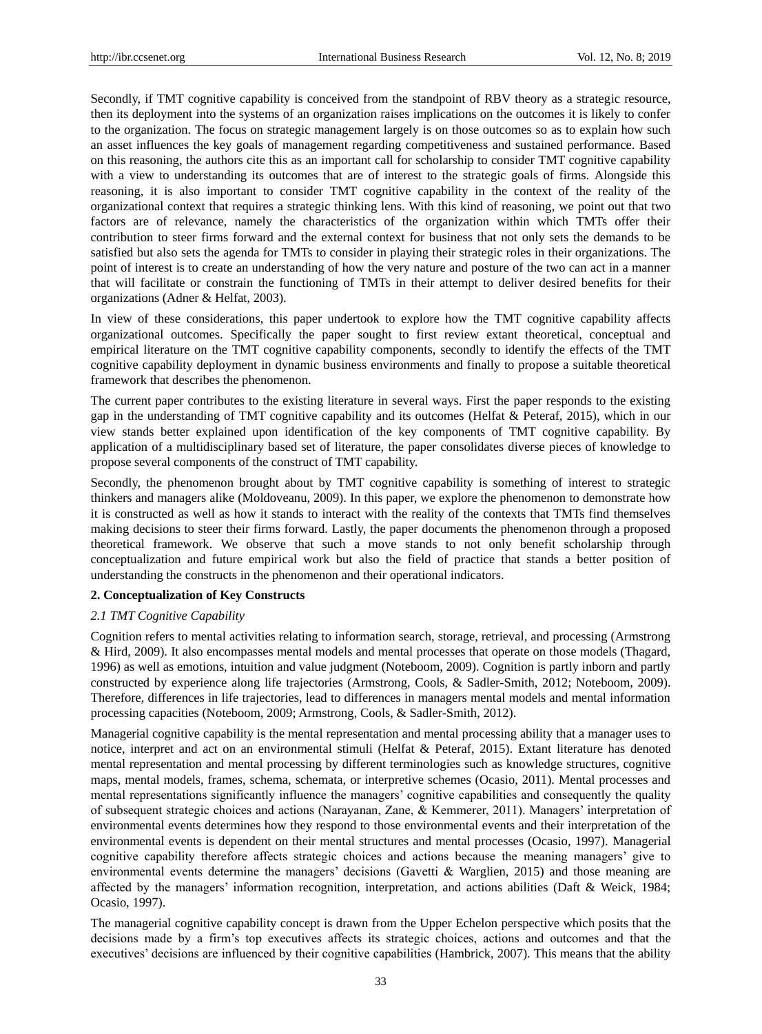Secondly, if TMT cognitive capability is conceived from the standpoint of RBV theory as a strategic resource, then its deployment into the systems of an organization raises implications on the outcomes it is likely to confer to the organization. The focus on strategic management largely is on those outcomes so as to explain how such an asset influences the key goals of management regarding competitiveness and sustained performance. Based on this reasoning, the authors cite this as an important call for scholarship to consider TMT cognitive capability with a view to understanding its outcomes that are of interest to the strategic goals of firms. Alongside this reasoning, it is also important to consider TMT cognitive capability in the context of the reality of the organizational context that requires a strategic thinking lens. With this kind of reasoning, we point out that two factors are of relevance, namely the characteristics of the organization within which TMTs offer their contribution to steer firms forward and the external context for business that not only sets the demands to be satisfied but also sets the agenda for TMTs to consider in playing their strategic roles in their organizations. The point of interest is to create an understanding of how the very nature and posture of the two can act in a manner that will facilitate or constrain the functioning of TMTs in their attempt to deliver desired benefits for their organizations (Adner & Helfat, 2003).

In view of these considerations, this paper undertook to explore how the TMT cognitive capability affects organizational outcomes. Specifically the paper sought to first review extant theoretical, conceptual and empirical literature on the TMT cognitive capability components, secondly to identify the effects of the TMT cognitive capability deployment in dynamic business environments and finally to propose a suitable theoretical framework that describes the phenomenon.

The current paper contributes to the existing literature in several ways. First the paper responds to the existing gap in the understanding of TMT cognitive capability and its outcomes (Helfat & Peteraf, 2015), which in our view stands better explained upon identification of the key components of TMT cognitive capability. By application of a multidisciplinary based set of literature, the paper consolidates diverse pieces of knowledge to propose several components of the construct of TMT capability.

Secondly, the phenomenon brought about by TMT cognitive capability is something of interest to strategic thinkers and managers alike (Moldoveanu, 2009). In this paper, we explore the phenomenon to demonstrate how it is constructed as well as how it stands to interact with the reality of the contexts that TMTs find themselves making decisions to steer their firms forward. Lastly, the paper documents the phenomenon through a proposed theoretical framework. We observe that such a move stands to not only benefit scholarship through conceptualization and future empirical work but also the field of practice that stands a better position of understanding the constructs in the phenomenon and their operational indicators.

## 2. Conceptualization of Key Constructs

### *2.1 TMT Cognitive Capability*

Cognition refers to mental activities relating to information search, storage, retrieval, and processing (Armstrong & Hird, 2009). It also encompasses mental models and mental processes that operate on those models (Thagard, 1996) as well as emotions, intuition and value judgment (Noteboom, 2009). Cognition is partly inborn and partly constructed by experience along life trajectories (Armstrong, Cools, & Sadler-Smith, 2012; Noteboom, 2009). Therefore, differences in life trajectories, lead to differences in managers mental models and mental information processing capacities (Noteboom, 2009; Armstrong, Cools, & Sadler-Smith, 2012).

Managerial cognitive capability is the mental representation and mental processing ability that a manager uses to notice, interpret and act on an environmental stimuli (Helfat & Peteraf, 2015). Extant literature has denoted mental representation and mental processing by different terminologies such as knowledge structures, cognitive maps, mental models, frames, schema, schemata, or interpretive schemes (Ocasio, 2011). Mental processes and mental representations significantly influence the managers' cognitive capabilities and consequently the quality of subsequent strategic choices and actions (Narayanan, Zane, & Kemmerer, 2011). Managers' interpretation of environmental events determines how they respond to those environmental events and their interpretation of the environmental events is dependent on their mental structures and mental processes (Ocasio, 1997). Managerial cognitive capability therefore affects strategic choices and actions because the meaning managers' give to environmental events determine the managers' decisions (Gavetti & Warglien, 2015) and those meaning are affected by the managers' information recognition, interpretation, and actions abilities (Daft & Weick, 1984; Ocasio, 1997).

The managerial cognitive capability concept is drawn from the Upper Echelon perspective which posits that the decisions made by a firm's top executives affects its strategic choices, actions and outcomes and that the executives' decisions are influenced by their cognitive capabilities (Hambrick, 2007). This means that the ability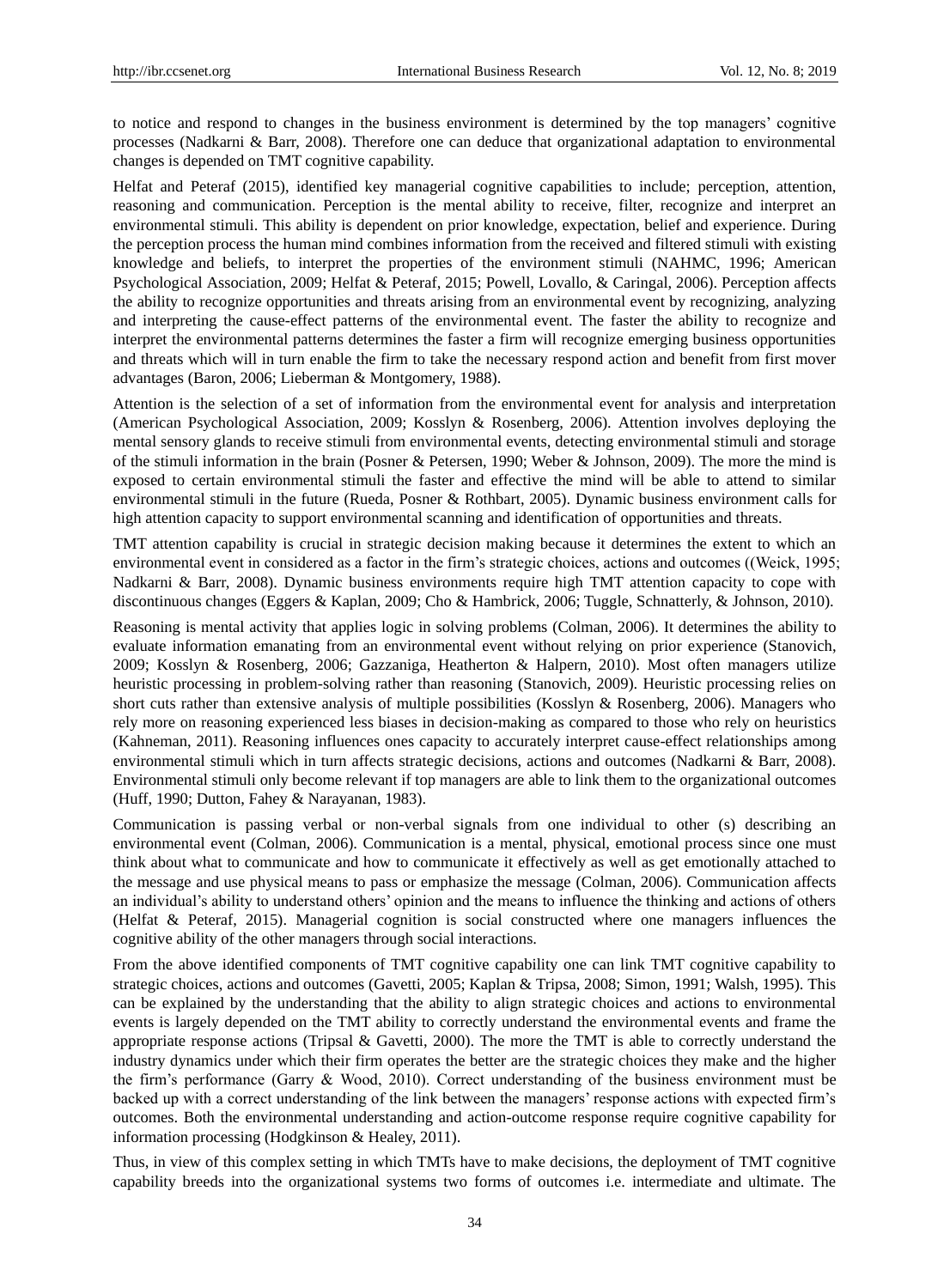to notice and respond to changes in the business environment is determined by the top managers' cognitive processes (Nadkarni & Barr, 2008). Therefore one can deduce that organizational adaptation to environmental changes is depended on TMT cognitive capability.

Helfat and Peteraf (2015), identified key managerial cognitive capabilities to include; perception, attention, reasoning and communication. Perception is the mental ability to receive, filter, recognize and interpret an environmental stimuli. This ability is dependent on prior knowledge, expectation, belief and experience. During the perception process the human mind combines information from the received and filtered stimuli with existing knowledge and beliefs, to interpret the properties of the environment stimuli (NAHMC, 1996; American Psychological Association, 2009; Helfat & Peteraf, 2015; Powell, Lovallo, & Caringal, 2006). Perception affects the ability to recognize opportunities and threats arising from an environmental event by recognizing, analyzing and interpreting the cause-effect patterns of the environmental event. The faster the ability to recognize and interpret the environmental patterns determines the faster a firm will recognize emerging business opportunities and threats which will in turn enable the firm to take the necessary respond action and benefit from first mover advantages (Baron, 2006; Lieberman & Montgomery, 1988).

Attention is the selection of a set of information from the environmental event for analysis and interpretation (American Psychological Association, 2009; Kosslyn & Rosenberg, 2006). Attention involves deploying the mental sensory glands to receive stimuli from environmental events, detecting environmental stimuli and storage of the stimuli information in the brain (Posner & Petersen, 1990; Weber & Johnson, 2009). The more the mind is exposed to certain environmental stimuli the faster and effective the mind will be able to attend to similar environmental stimuli in the future (Rueda, Posner & Rothbart, 2005). Dynamic business environment calls for high attention capacity to support environmental scanning and identification of opportunities and threats.

TMT attention capability is crucial in strategic decision making because it determines the extent to which an environmental event in considered as a factor in the firm's strategic choices, actions and outcomes ((Weick, 1995; Nadkarni & Barr, 2008). Dynamic business environments require high TMT attention capacity to cope with discontinuous changes (Eggers & Kaplan, 2009; Cho & Hambrick, 2006; Tuggle, Schnatterly, & Johnson, 2010).

Reasoning is mental activity that applies logic in solving problems (Colman, 2006). It determines the ability to evaluate information emanating from an environmental event without relying on prior experience (Stanovich, 2009; Kosslyn & Rosenberg, 2006; Gazzaniga, Heatherton & Halpern, 2010). Most often managers utilize heuristic processing in problem-solving rather than reasoning (Stanovich, 2009). Heuristic processing relies on short cuts rather than extensive analysis of multiple possibilities (Kosslyn & Rosenberg, 2006). Managers who rely more on reasoning experienced less biases in decision-making as compared to those who rely on heuristics (Kahneman, 2011). Reasoning influences ones capacity to accurately interpret cause-effect relationships among environmental stimuli which in turn affects strategic decisions, actions and outcomes (Nadkarni & Barr, 2008). Environmental stimuli only become relevant if top managers are able to link them to the organizational outcomes (Huff, 1990; Dutton, Fahey & Narayanan, 1983).

Communication is passing verbal or non-verbal signals from one individual to other (s) describing an environmental event (Colman, 2006). Communication is a mental, physical, emotional process since one must think about what to communicate and how to communicate it effectively as well as get emotionally attached to the message and use physical means to pass or emphasize the message (Colman, 2006). Communication affects an individual's ability to understand others' opinion and the means to influence the thinking and actions of others (Helfat & Peteraf, 2015). Managerial cognition is social constructed where one managers influences the cognitive ability of the other managers through social interactions.

From the above identified components of TMT cognitive capability one can link TMT cognitive capability to strategic choices, actions and outcomes (Gavetti, 2005; Kaplan & Tripsa, 2008; Simon, 1991; Walsh, 1995). This can be explained by the understanding that the ability to align strategic choices and actions to environmental events is largely depended on the TMT ability to correctly understand the environmental events and frame the appropriate response actions (Tripsal & Gavetti, 2000). The more the TMT is able to correctly understand the industry dynamics under which their firm operates the better are the strategic choices they make and the higher the firm's performance (Garry & Wood, 2010). Correct understanding of the business environment must be backed up with a correct understanding of the link between the managers' response actions with expected firm's outcomes. Both the environmental understanding and action-outcome response require cognitive capability for information processing (Hodgkinson & Healey, 2011).

Thus, in view of this complex setting in which TMTs have to make decisions, the deployment of TMT cognitive capability breeds into the organizational systems two forms of outcomes i.e. intermediate and ultimate. The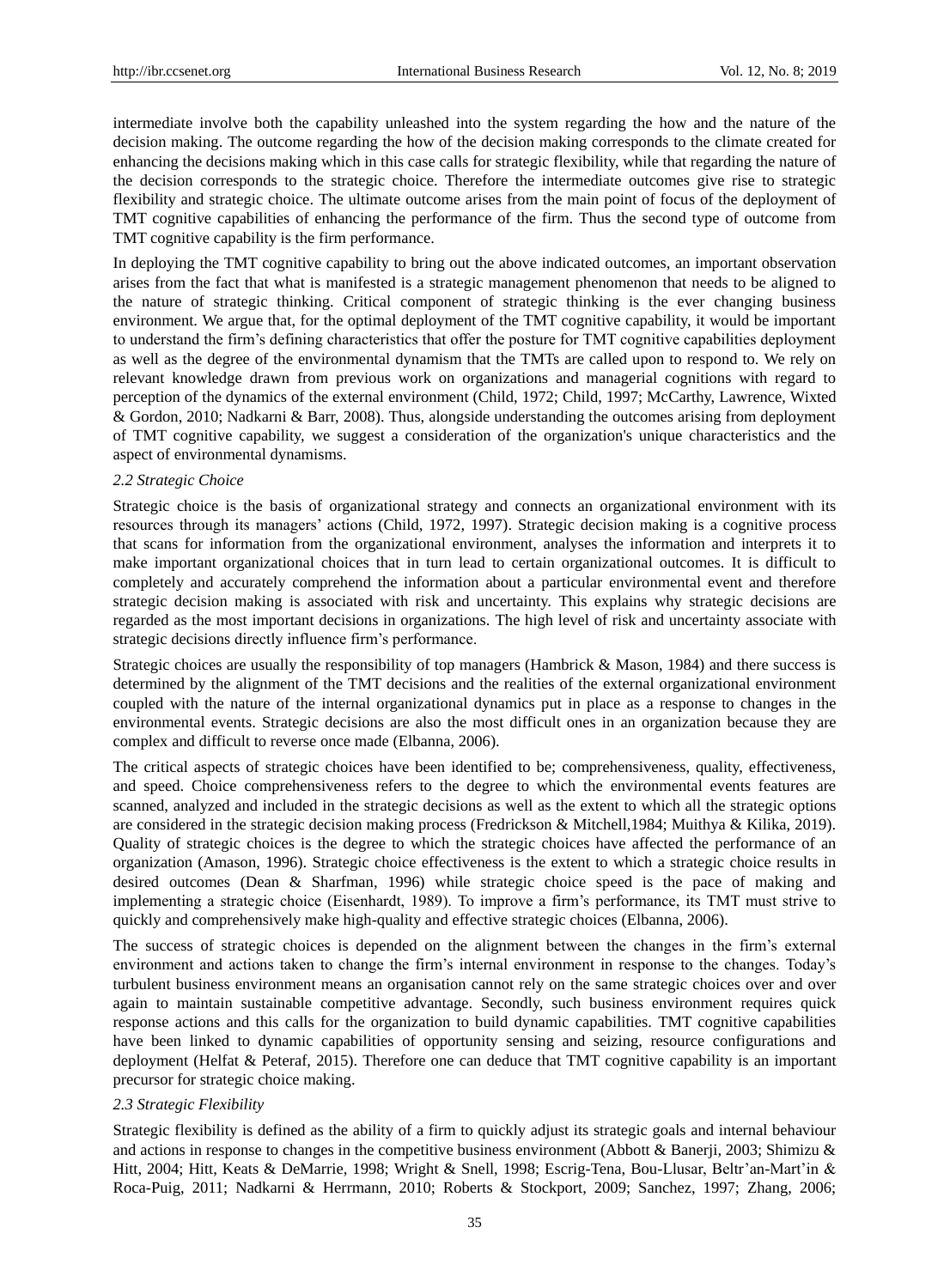intermediate involve both the capability unleashed into the system regarding the how and the nature of the decision making. The outcome regarding the how of the decision making corresponds to the climate created for enhancing the decisions making which in this case calls for strategic flexibility, while that regarding the nature of the decision corresponds to the strategic choice. Therefore the intermediate outcomes give rise to strategic flexibility and strategic choice. The ultimate outcome arises from the main point of focus of the deployment of TMT cognitive capabilities of enhancing the performance of the firm. Thus the second type of outcome from TMT cognitive capability is the firm performance.

In deploying the TMT cognitive capability to bring out the above indicated outcomes, an important observation arises from the fact that what is manifested is a strategic management phenomenon that needs to be aligned to the nature of strategic thinking. Critical component of strategic thinking is the ever changing business environment. We argue that, for the optimal deployment of the TMT cognitive capability, it would be important to understand the firm's defining characteristics that offer the posture for TMT cognitive capabilities deployment as well as the degree of the environmental dynamism that the TMTs are called upon to respond to. We rely on relevant knowledge drawn from previous work on organizations and managerial cognitions with regard to perception of the dynamics of the external environment (Child, 1972; Child, 1997; McCarthy, Lawrence, Wixted & Gordon, 2010; Nadkarni & Barr, 2008). Thus, alongside understanding the outcomes arising from deployment of TMT cognitive capability, we suggest a consideration of the organization's unique characteristics and the aspect of environmental dynamisms.

### *2.2 Strategic Choice*

Strategic choice is the basis of organizational strategy and connects an organizational environment with its resources through its managers' actions (Child, 1972, 1997). Strategic decision making is a cognitive process that scans for information from the organizational environment, analyses the information and interprets it to make important organizational choices that in turn lead to certain organizational outcomes. It is difficult to completely and accurately comprehend the information about a particular environmental event and therefore strategic decision making is associated with risk and uncertainty. This explains why strategic decisions are regarded as the most important decisions in organizations. The high level of risk and uncertainty associate with strategic decisions directly influence firm's performance.

Strategic choices are usually the responsibility of top managers (Hambrick & Mason, 1984) and there success is determined by the alignment of the TMT decisions and the realities of the external organizational environment coupled with the nature of the internal organizational dynamics put in place as a response to changes in the environmental events. Strategic decisions are also the most difficult ones in an organization because they are complex and difficult to reverse once made (Elbanna, 2006).

The critical aspects of strategic choices have been identified to be; comprehensiveness, quality, effectiveness, and speed. Choice comprehensiveness refers to the degree to which the environmental events features are scanned, analyzed and included in the strategic decisions as well as the extent to which all the strategic options are considered in the strategic decision making process (Fredrickson & Mitchell,1984; Muithya & Kilika, 2019). Quality of strategic choices is the degree to which the strategic choices have affected the performance of an organization (Amason, 1996). Strategic choice effectiveness is the extent to which a strategic choice results in desired outcomes (Dean & Sharfman, 1996) while strategic choice speed is the pace of making and implementing a strategic choice (Eisenhardt, 1989). To improve a firm's performance, its TMT must strive to quickly and comprehensively make high-quality and effective strategic choices (Elbanna, 2006).

The success of strategic choices is depended on the alignment between the changes in the firm's external environment and actions taken to change the firm's internal environment in response to the changes. Today's turbulent business environment means an organisation cannot rely on the same strategic choices over and over again to maintain sustainable competitive advantage. Secondly, such business environment requires quick response actions and this calls for the organization to build dynamic capabilities. TMT cognitive capabilities have been linked to dynamic capabilities of opportunity sensing and seizing, resource configurations and deployment (Helfat & Peteraf, 2015). Therefore one can deduce that TMT cognitive capability is an important precursor for strategic choice making.

### *2.3 Strategic Flexibility*

Strategic flexibility is defined as the ability of a firm to quickly adjust its strategic goals and internal behaviour and actions in response to changes in the competitive business environment (Abbott & Banerji, 2003; Shimizu & Hitt, 2004; Hitt, Keats & DeMarrie, 1998; Wright & Snell, 1998; Escrig-Tena, Bou-Llusar, Beltr'an-Mart'in & Roca-Puig, 2011; Nadkarni & Herrmann, 2010; Roberts & Stockport, 2009; Sanchez, 1997; Zhang, 2006;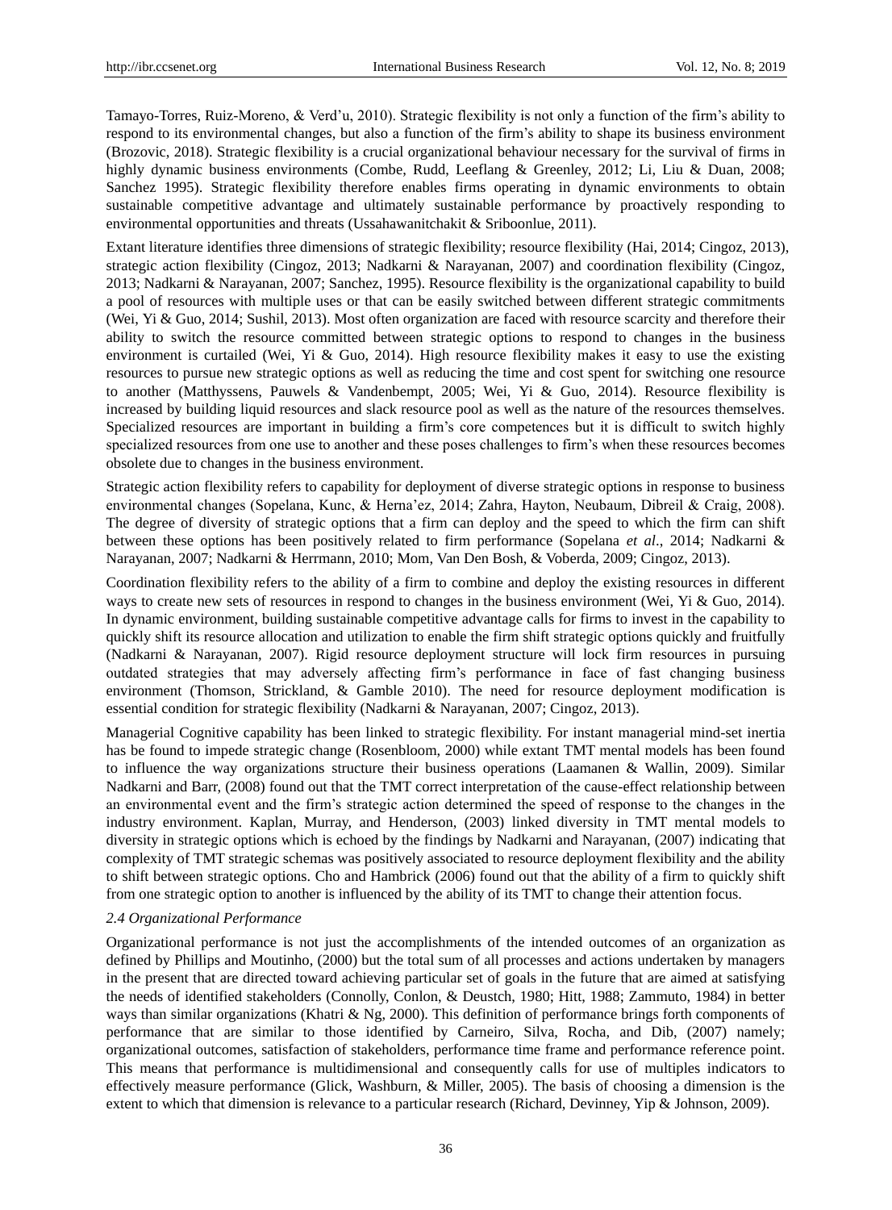Tamayo-Torres, Ruiz-Moreno, & Verd'u, 2010). Strategic flexibility is not only a function of the firm's ability to respond to its environmental changes, but also a function of the firm's ability to shape its business environment (Brozovic, 2018). Strategic flexibility is a crucial organizational behaviour necessary for the survival of firms in highly dynamic business environments (Combe, Rudd, Leeflang & Greenley, 2012; Li, Liu & Duan, 2008; Sanchez 1995). Strategic flexibility therefore enables firms operating in dynamic environments to obtain sustainable competitive advantage and ultimately sustainable performance by proactively responding to environmental opportunities and threats (Ussahawanitchakit & Sriboonlue, 2011).

Extant literature identifies three dimensions of strategic flexibility; resource flexibility (Hai, 2014; Cingoz, 2013), strategic action flexibility (Cingoz, 2013; Nadkarni & Narayanan, 2007) and coordination flexibility (Cingoz, 2013; Nadkarni & Narayanan, 2007; Sanchez, 1995). Resource flexibility is the organizational capability to build a pool of resources with multiple uses or that can be easily switched between different strategic commitments (Wei, Yi & Guo, 2014; Sushil, 2013). Most often organization are faced with resource scarcity and therefore their ability to switch the resource committed between strategic options to respond to changes in the business environment is curtailed (Wei, Yi & Guo, 2014). High resource flexibility makes it easy to use the existing resources to pursue new strategic options as well as reducing the time and cost spent for switching one resource to another (Matthyssens, Pauwels & Vandenbempt, 2005; Wei, Yi & Guo, 2014). Resource flexibility is increased by building liquid resources and slack resource pool as well as the nature of the resources themselves. Specialized resources are important in building a firm's core competences but it is difficult to switch highly specialized resources from one use to another and these poses challenges to firm's when these resources becomes obsolete due to changes in the business environment.

Strategic action flexibility refers to capability for deployment of diverse strategic options in response to business environmental changes (Sopelana, Kunc, & Herna'ez, 2014; Zahra, Hayton, Neubaum, Dibreil & Craig, 2008). The degree of diversity of strategic options that a firm can deploy and the speed to which the firm can shift between these options has been positively related to firm performance (Sopelana *et al*., 2014; Nadkarni & Narayanan, 2007; Nadkarni & Herrmann, 2010; Mom, Van Den Bosh, & Voberda, 2009; Cingoz, 2013).

Coordination flexibility refers to the ability of a firm to combine and deploy the existing resources in different ways to create new sets of resources in respond to changes in the business environment (Wei, Yi & Guo, 2014). In dynamic environment, building sustainable competitive advantage calls for firms to invest in the capability to quickly shift its resource allocation and utilization to enable the firm shift strategic options quickly and fruitfully (Nadkarni & Narayanan, 2007). Rigid resource deployment structure will lock firm resources in pursuing outdated strategies that may adversely affecting firm's performance in face of fast changing business environment (Thomson, Strickland, & Gamble 2010). The need for resource deployment modification is essential condition for strategic flexibility (Nadkarni & Narayanan, 2007; Cingoz, 2013).

Managerial Cognitive capability has been linked to strategic flexibility. For instant managerial mind-set inertia has be found to impede strategic change (Rosenbloom, 2000) while extant TMT mental models has been found to influence the way organizations structure their business operations (Laamanen & Wallin, 2009). Similar Nadkarni and Barr, (2008) found out that the TMT correct interpretation of the cause-effect relationship between an environmental event and the firm's strategic action determined the speed of response to the changes in the industry environment. Kaplan, Murray, and Henderson, (2003) linked diversity in TMT mental models to diversity in strategic options which is echoed by the findings by Nadkarni and Narayanan, (2007) indicating that complexity of TMT strategic schemas was positively associated to resource deployment flexibility and the ability to shift between strategic options. Cho and Hambrick (2006) found out that the ability of a firm to quickly shift from one strategic option to another is influenced by the ability of its TMT to change their attention focus.

### *2.4 Organizational Performance*

Organizational performance is not just the accomplishments of the intended outcomes of an organization as defined by Phillips and Moutinho, (2000) but the total sum of all processes and actions undertaken by managers in the present that are directed toward achieving particular set of goals in the future that are aimed at satisfying the needs of identified stakeholders (Connolly, Conlon, & Deustch, 1980; Hitt, 1988; Zammuto, 1984) in better ways than similar organizations (Khatri & Ng, 2000). This definition of performance brings forth components of performance that are similar to those identified by Carneiro, Silva, Rocha, and Dib, (2007) namely; organizational outcomes, satisfaction of stakeholders, performance time frame and performance reference point. This means that performance is multidimensional and consequently calls for use of multiples indicators to effectively measure performance (Glick, Washburn, & Miller, 2005). The basis of choosing a dimension is the extent to which that dimension is relevance to a particular research (Richard, Devinney, Yip & Johnson, 2009).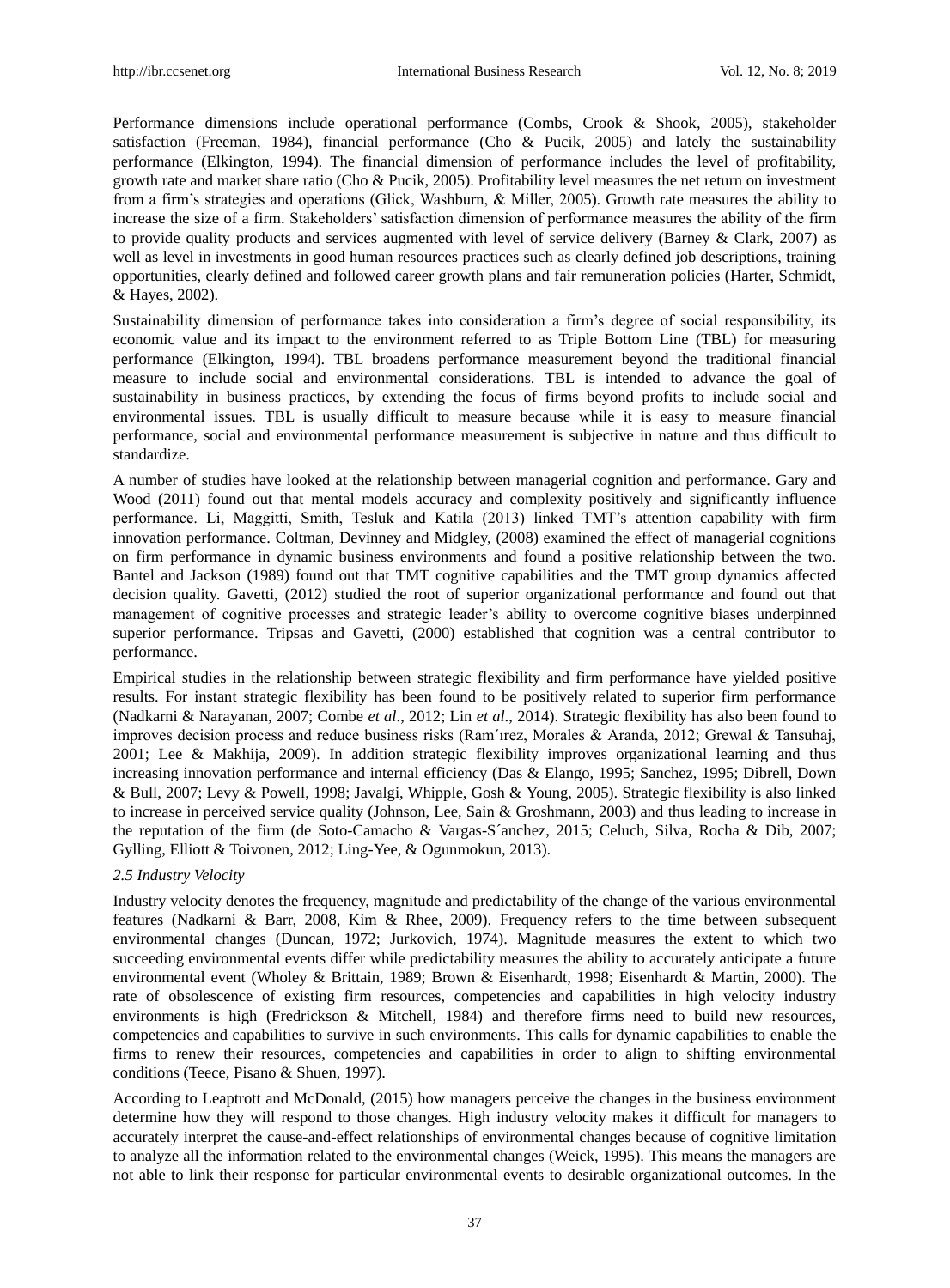Performance dimensions include operational performance (Combs, Crook & Shook, 2005), stakeholder satisfaction (Freeman, 1984), financial performance (Cho & Pucik, 2005) and lately the sustainability performance (Elkington, 1994). The financial dimension of performance includes the level of profitability, growth rate and market share ratio (Cho & Pucik, 2005). Profitability level measures the net return on investment from a firm's strategies and operations (Glick, Washburn, & Miller, 2005). Growth rate measures the ability to increase the size of a firm. Stakeholders' satisfaction dimension of performance measures the ability of the firm to provide quality products and services augmented with level of service delivery (Barney & Clark, 2007) as well as level in investments in good human resources practices such as clearly defined job descriptions, training opportunities, clearly defined and followed career growth plans and fair remuneration policies (Harter, Schmidt, & Hayes, 2002).

Sustainability dimension of performance takes into consideration a firm's degree of social responsibility, its economic value and its impact to the environment referred to as Triple Bottom Line (TBL) for measuring performance (Elkington, 1994). TBL broadens performance measurement beyond the traditional financial measure to include social and environmental considerations. TBL is intended to advance the goal of sustainability in business practices, by extending the focus of firms beyond profits to include social and environmental issues. TBL is usually difficult to measure because while it is easy to measure financial performance, social and environmental performance measurement is subjective in nature and thus difficult to standardize.

A number of studies have looked at the relationship between managerial cognition and performance. Gary and Wood (2011) found out that mental models accuracy and complexity positively and significantly influence performance. Li, Maggitti, Smith, Tesluk and Katila (2013) linked TMT's attention capability with firm innovation performance. Coltman, Devinney and Midgley, (2008) examined the effect of managerial cognitions on firm performance in dynamic business environments and found a positive relationship between the two. Bantel and Jackson (1989) found out that TMT cognitive capabilities and the TMT group dynamics affected decision quality. Gavetti, (2012) studied the root of superior organizational performance and found out that management of cognitive processes and strategic leader's ability to overcome cognitive biases underpinned superior performance. Tripsas and Gavetti, (2000) established that cognition was a central contributor to performance.

Empirical studies in the relationship between strategic flexibility and firm performance have yielded positive results. For instant strategic flexibility has been found to be positively related to superior firm performance (Nadkarni & Narayanan, 2007; Combe *et al*., 2012; Lin *et al*., 2014). Strategic flexibility has also been found to improves decision process and reduce business risks (Ram´ırez, Morales & Aranda, 2012; Grewal & Tansuhaj, 2001; Lee & Makhija, 2009). In addition strategic flexibility improves organizational learning and thus increasing innovation performance and internal efficiency (Das & Elango, 1995; Sanchez, 1995; Dibrell, Down & Bull, 2007; Levy & Powell, 1998; Javalgi, Whipple, Gosh & Young, 2005). Strategic flexibility is also linked to increase in perceived service quality (Johnson, Lee, Sain & Groshmann, 2003) and thus leading to increase in the reputation of the firm (de Soto-Camacho & Vargas-S´anchez, 2015; Celuch, Silva, Rocha & Dib, 2007; Gylling, Elliott & Toivonen, 2012; Ling-Yee, & Ogunmokun, 2013).

### *2.5 Industry Velocity*

Industry velocity denotes the frequency, magnitude and predictability of the change of the various environmental features (Nadkarni & Barr, 2008, Kim & Rhee, 2009). Frequency refers to the time between subsequent environmental changes (Duncan, 1972; Jurkovich, 1974). Magnitude measures the extent to which two succeeding environmental events differ while predictability measures the ability to accurately anticipate a future environmental event (Wholey & Brittain, 1989; Brown & Eisenhardt, 1998; Eisenhardt & Martin, 2000). The rate of obsolescence of existing firm resources, competencies and capabilities in high velocity industry environments is high (Fredrickson & Mitchell, 1984) and therefore firms need to build new resources, competencies and capabilities to survive in such environments. This calls for dynamic capabilities to enable the firms to renew their resources, competencies and capabilities in order to align to shifting environmental conditions (Teece, Pisano & Shuen, 1997).

According to Leaptrott and McDonald, (2015) how managers perceive the changes in the business environment determine how they will respond to those changes. High industry velocity makes it difficult for managers to accurately interpret the cause-and-effect relationships of environmental changes because of cognitive limitation to analyze all the information related to the environmental changes (Weick, 1995). This means the managers are not able to link their response for particular environmental events to desirable organizational outcomes. In the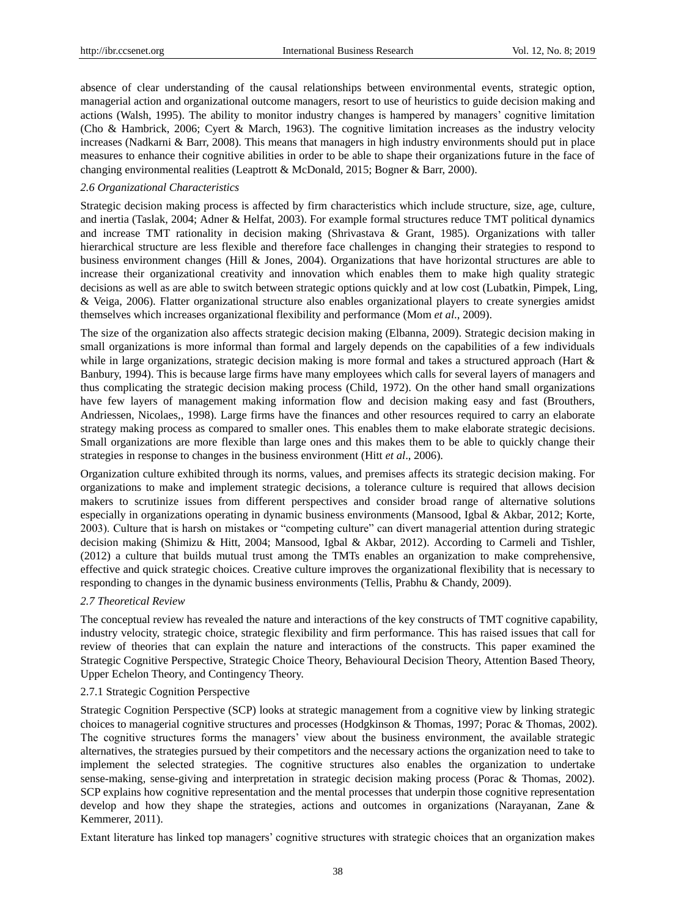absence of clear understanding of the causal relationships between environmental events, strategic option, managerial action and organizational outcome managers, resort to use of heuristics to guide decision making and actions (Walsh, 1995). The ability to monitor industry changes is hampered by managers' cognitive limitation (Cho & Hambrick, 2006; Cyert & March, 1963). The cognitive limitation increases as the industry velocity increases (Nadkarni & Barr, 2008). This means that managers in high industry environments should put in place measures to enhance their cognitive abilities in order to be able to shape their organizations future in the face of changing environmental realities (Leaptrott & McDonald, 2015; Bogner & Barr, 2000).

### *2.6 Organizational Characteristics*

Strategic decision making process is affected by firm characteristics which include structure, size, age, culture, and inertia (Taslak, 2004; Adner & Helfat, 2003). For example formal structures reduce TMT political dynamics and increase TMT rationality in decision making (Shrivastava & Grant, 1985). Organizations with taller hierarchical structure are less flexible and therefore face challenges in changing their strategies to respond to business environment changes (Hill & Jones, 2004). Organizations that have horizontal structures are able to increase their organizational creativity and innovation which enables them to make high quality strategic decisions as well as are able to switch between strategic options quickly and at low cost (Lubatkin, Pimpek, Ling, & Veiga, 2006). Flatter organizational structure also enables organizational players to create synergies amidst themselves which increases organizational flexibility and performance (Mom *et al*., 2009).

The size of the organization also affects strategic decision making (Elbanna, 2009). Strategic decision making in small organizations is more informal than formal and largely depends on the capabilities of a few individuals while in large organizations, strategic decision making is more formal and takes a structured approach (Hart & Banbury, 1994). This is because large firms have many employees which calls for several layers of managers and thus complicating the strategic decision making process (Child, 1972). On the other hand small organizations have few layers of management making information flow and decision making easy and fast (Brouthers, Andriessen, Nicolaes,, 1998). Large firms have the finances and other resources required to carry an elaborate strategy making process as compared to smaller ones. This enables them to make elaborate strategic decisions. Small organizations are more flexible than large ones and this makes them to be able to quickly change their strategies in response to changes in the business environment (Hitt *et al*., 2006).

Organization culture exhibited through its norms, values, and premises affects its strategic decision making. For organizations to make and implement strategic decisions, a tolerance culture is required that allows decision makers to scrutinize issues from different perspectives and consider broad range of alternative solutions especially in organizations operating in dynamic business environments (Mansood, Igbal & Akbar, 2012; Korte, 2003). Culture that is harsh on mistakes or "competing culture" can divert managerial attention during strategic decision making (Shimizu & Hitt, 2004; Mansood, Igbal & Akbar, 2012). According to Carmeli and Tishler, (2012) a culture that builds mutual trust among the TMTs enables an organization to make comprehensive, effective and quick strategic choices. Creative culture improves the organizational flexibility that is necessary to responding to changes in the dynamic business environments (Tellis, Prabhu & Chandy, 2009).

### *2.7 Theoretical Review*

The conceptual review has revealed the nature and interactions of the key constructs of TMT cognitive capability, industry velocity, strategic choice, strategic flexibility and firm performance. This has raised issues that call for review of theories that can explain the nature and interactions of the constructs. This paper examined the Strategic Cognitive Perspective, Strategic Choice Theory, Behavioural Decision Theory, Attention Based Theory, Upper Echelon Theory, and Contingency Theory.

#### 2.7.1 Strategic Cognition Perspective

Strategic Cognition Perspective (SCP) looks at strategic management from a cognitive view by linking strategic choices to managerial cognitive structures and processes (Hodgkinson & Thomas, 1997; Porac & Thomas, 2002). The cognitive structures forms the managers' view about the business environment, the available strategic alternatives, the strategies pursued by their competitors and the necessary actions the organization need to take to implement the selected strategies. The cognitive structures also enables the organization to undertake sense-making, sense-giving and interpretation in strategic decision making process (Porac & Thomas, 2002). SCP explains how cognitive representation and the mental processes that underpin those cognitive representation develop and how they shape the strategies, actions and outcomes in organizations (Narayanan, Zane & Kemmerer, 2011).

Extant literature has linked top managers' cognitive structures with strategic choices that an organization makes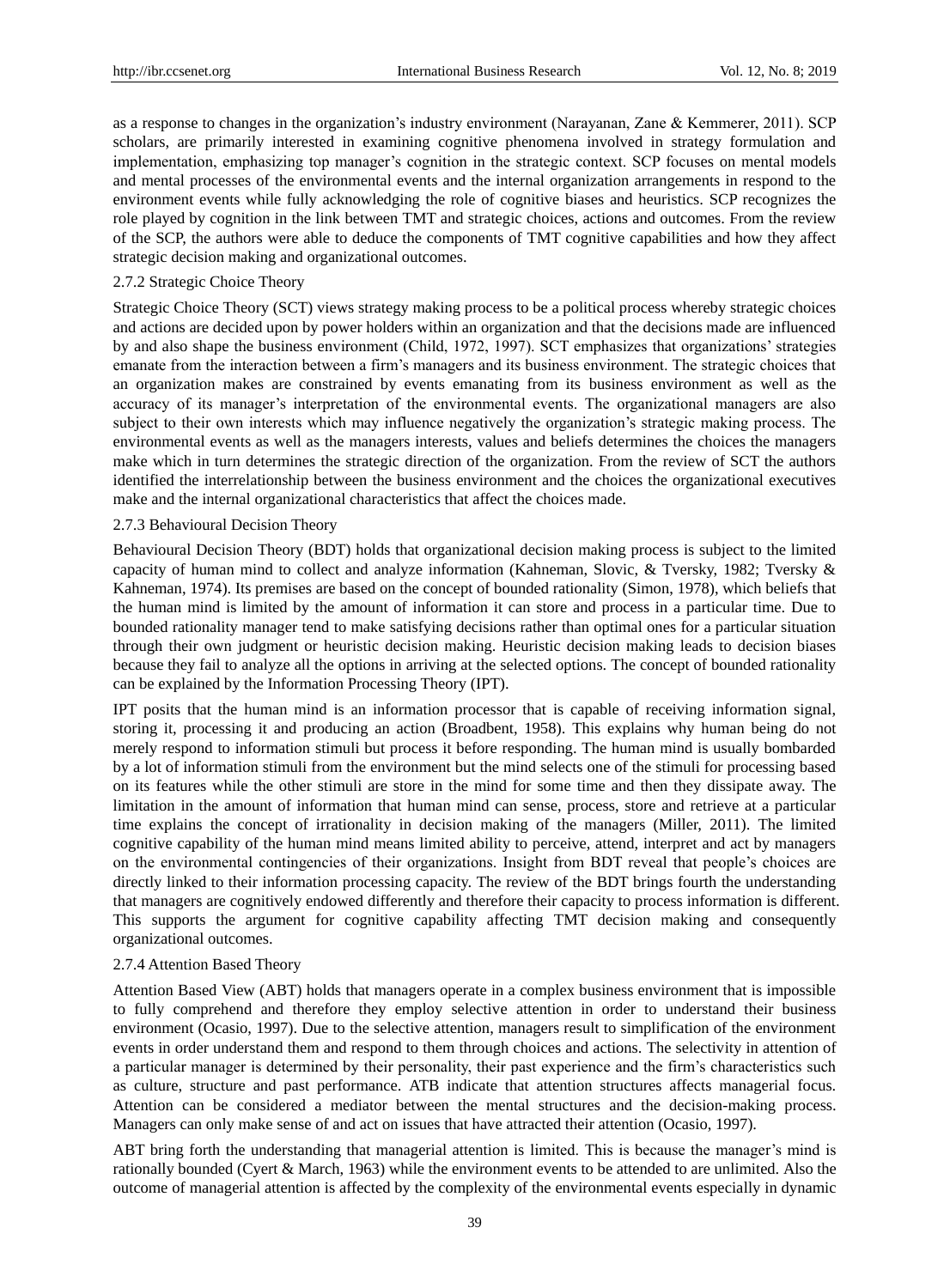as a response to changes in the organization's industry environment (Narayanan, Zane & Kemmerer, 2011). SCP scholars, are primarily interested in examining cognitive phenomena involved in strategy formulation and implementation, emphasizing top manager's cognition in the strategic context. SCP focuses on mental models and mental processes of the environmental events and the internal organization arrangements in respond to the environment events while fully acknowledging the role of cognitive biases and heuristics. SCP recognizes the role played by cognition in the link between TMT and strategic choices, actions and outcomes. From the review of the SCP, the authors were able to deduce the components of TMT cognitive capabilities and how they affect strategic decision making and organizational outcomes.

### 2.7.2 Strategic Choice Theory

Strategic Choice Theory (SCT) views strategy making process to be a political process whereby strategic choices and actions are decided upon by power holders within an organization and that the decisions made are influenced by and also shape the business environment (Child, 1972, 1997). SCT emphasizes that organizations' strategies emanate from the interaction between a firm's managers and its business environment. The strategic choices that an organization makes are constrained by events emanating from its business environment as well as the accuracy of its manager's interpretation of the environmental events. The organizational managers are also subject to their own interests which may influence negatively the organization's strategic making process. The environmental events as well as the managers interests, values and beliefs determines the choices the managers make which in turn determines the strategic direction of the organization. From the review of SCT the authors identified the interrelationship between the business environment and the choices the organizational executives make and the internal organizational characteristics that affect the choices made.

### 2.7.3 Behavioural Decision Theory

Behavioural Decision Theory (BDT) holds that organizational decision making process is subject to the limited capacity of human mind to collect and analyze information (Kahneman, Slovic, & Tversky, 1982; Tversky & Kahneman, 1974). Its premises are based on the concept of bounded rationality (Simon, 1978), which beliefs that the human mind is limited by the amount of information it can store and process in a particular time. Due to bounded rationality manager tend to make satisfying decisions rather than optimal ones for a particular situation through their own judgment or heuristic decision making. Heuristic decision making leads to decision biases because they fail to analyze all the options in arriving at the selected options. The concept of bounded rationality can be explained by the Information Processing Theory (IPT).

IPT posits that the human mind is an information processor that is capable of receiving information signal, storing it, processing it and producing an action (Broadbent, 1958). This explains why human being do not merely respond to information stimuli but process it before responding. The human mind is usually bombarded by a lot of information stimuli from the environment but the mind selects one of the stimuli for processing based on its features while the other stimuli are store in the mind for some time and then they dissipate away. The limitation in the amount of information that human mind can sense, process, store and retrieve at a particular time explains the concept of irrationality in decision making of the managers (Miller, 2011). The limited cognitive capability of the human mind means limited ability to perceive, attend, interpret and act by managers on the environmental contingencies of their organizations. Insight from BDT reveal that people's choices are directly linked to their information processing capacity. The review of the BDT brings fourth the understanding that managers are cognitively endowed differently and therefore their capacity to process information is different. This supports the argument for cognitive capability affecting TMT decision making and consequently organizational outcomes.

### 2.7.4 Attention Based Theory

Attention Based View (ABT) holds that managers operate in a complex business environment that is impossible to fully comprehend and therefore they employ selective attention in order to understand their business environment (Ocasio, 1997). Due to the selective attention, managers result to simplification of the environment events in order understand them and respond to them through choices and actions. The selectivity in attention of a particular manager is determined by their personality, their past experience and the firm's characteristics such as culture, structure and past performance. ATB indicate that attention structures affects managerial focus. Attention can be considered a mediator between the mental structures and the decision-making process. Managers can only make sense of and act on issues that have attracted their attention (Ocasio, 1997).

ABT bring forth the understanding that managerial attention is limited. This is because the manager's mind is rationally bounded (Cyert & March, 1963) while the environment events to be attended to are unlimited. Also the outcome of managerial attention is affected by the complexity of the environmental events especially in dynamic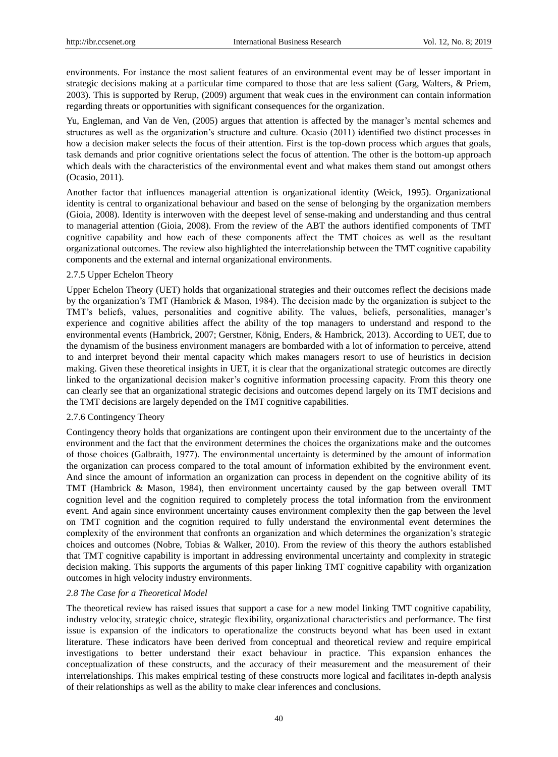environments. For instance the most salient features of an environmental event may be of lesser important in strategic decisions making at a particular time compared to those that are less salient (Garg, Walters, & Priem, 2003). This is supported by Rerup, (2009) argument that weak cues in the environment can contain information regarding threats or opportunities with significant consequences for the organization.

Yu, Engleman, and Van de Ven, (2005) argues that attention is affected by the manager's mental schemes and structures as well as the organization's structure and culture. Ocasio (2011) identified two distinct processes in how a decision maker selects the focus of their attention. First is the top-down process which argues that goals, task demands and prior cognitive orientations select the focus of attention. The other is the bottom-up approach which deals with the characteristics of the environmental event and what makes them stand out amongst others (Ocasio, 2011).

Another factor that influences managerial attention is organizational identity (Weick, 1995). Organizational identity is central to organizational behaviour and based on the sense of belonging by the organization members (Gioia, 2008). Identity is interwoven with the deepest level of sense-making and understanding and thus central to managerial attention (Gioia, 2008). From the review of the ABT the authors identified components of TMT cognitive capability and how each of these components affect the TMT choices as well as the resultant organizational outcomes. The review also highlighted the interrelationship between the TMT cognitive capability components and the external and internal organizational environments.

#### 2.7.5 Upper Echelon Theory

Upper Echelon Theory (UET) holds that organizational strategies and their outcomes reflect the decisions made by the organization's TMT (Hambrick & Mason, 1984). The decision made by the organization is subject to the TMT's beliefs, values, personalities and cognitive ability. The values, beliefs, personalities, manager's experience and cognitive abilities affect the ability of the top managers to understand and respond to the environmental events (Hambrick, 2007; Gerstner, König, Enders, & Hambrick, 2013). According to UET, due to the dynamism of the business environment managers are bombarded with a lot of information to perceive, attend to and interpret beyond their mental capacity which makes managers resort to use of heuristics in decision making. Given these theoretical insights in UET, it is clear that the organizational strategic outcomes are directly linked to the organizational decision maker's cognitive information processing capacity. From this theory one can clearly see that an organizational strategic decisions and outcomes depend largely on its TMT decisions and the TMT decisions are largely depended on the TMT cognitive capabilities.

#### 2.7.6 Contingency Theory

Contingency theory holds that organizations are contingent upon their environment due to the uncertainty of the environment and the fact that the environment determines the choices the organizations make and the outcomes of those choices (Galbraith, 1977). The environmental uncertainty is determined by the amount of information the organization can process compared to the total amount of information exhibited by the environment event. And since the amount of information an organization can process in dependent on the cognitive ability of its TMT (Hambrick & Mason, 1984), then environment uncertainty caused by the gap between overall TMT cognition level and the cognition required to completely process the total information from the environment event. And again since environment uncertainty causes environment complexity then the gap between the level on TMT cognition and the cognition required to fully understand the environmental event determines the complexity of the environment that confronts an organization and which determines the organization's strategic choices and outcomes (Nobre, Tobias & Walker, 2010). From the review of this theory the authors established that TMT cognitive capability is important in addressing environmental uncertainty and complexity in strategic decision making. This supports the arguments of this paper linking TMT cognitive capability with organization outcomes in high velocity industry environments.

### *2.8 The Case for a Theoretical Model*

The theoretical review has raised issues that support a case for a new model linking TMT cognitive capability, industry velocity, strategic choice, strategic flexibility, organizational characteristics and performance. The first issue is expansion of the indicators to operationalize the constructs beyond what has been used in extant literature. These indicators have been derived from conceptual and theoretical review and require empirical investigations to better understand their exact behaviour in practice. This expansion enhances the conceptualization of these constructs, and the accuracy of their measurement and the measurement of their interrelationships. This makes empirical testing of these constructs more logical and facilitates in-depth analysis of their relationships as well as the ability to make clear inferences and conclusions.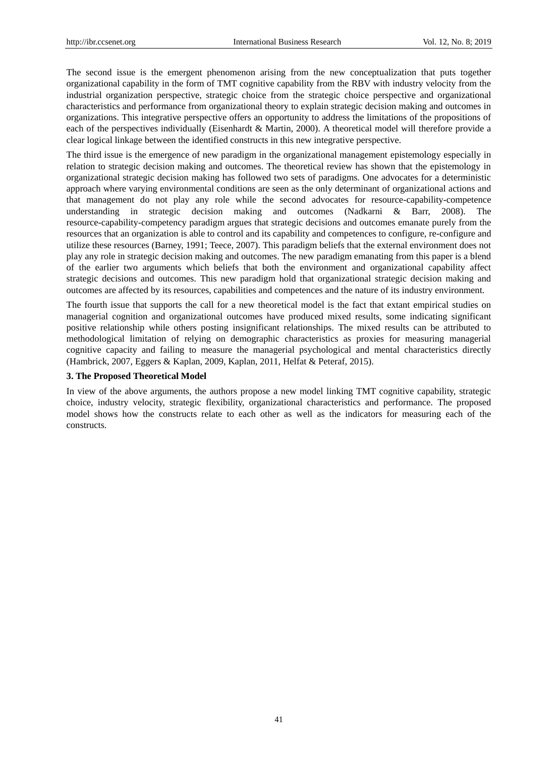The second issue is the emergent phenomenon arising from the new conceptualization that puts together organizational capability in the form of TMT cognitive capability from the RBV with industry velocity from the industrial organization perspective, strategic choice from the strategic choice perspective and organizational characteristics and performance from organizational theory to explain strategic decision making and outcomes in organizations. This integrative perspective offers an opportunity to address the limitations of the propositions of each of the perspectives individually (Eisenhardt & Martin, 2000). A theoretical model will therefore provide a clear logical linkage between the identified constructs in this new integrative perspective.

The third issue is the emergence of new paradigm in the organizational management epistemology especially in relation to strategic decision making and outcomes. The theoretical review has shown that the epistemology in organizational strategic decision making has followed two sets of paradigms. One advocates for a deterministic approach where varying environmental conditions are seen as the only determinant of organizational actions and that management do not play any role while the second advocates for resource-capability-competence understanding in strategic decision making and outcomes (Nadkarni & Barr, 2008). The resource-capability-competency paradigm argues that strategic decisions and outcomes emanate purely from the resources that an organization is able to control and its capability and competences to configure, re-configure and utilize these resources (Barney, 1991; Teece, 2007). This paradigm beliefs that the external environment does not play any role in strategic decision making and outcomes. The new paradigm emanating from this paper is a blend of the earlier two arguments which beliefs that both the environment and organizational capability affect strategic decisions and outcomes. This new paradigm hold that organizational strategic decision making and outcomes are affected by its resources, capabilities and competences and the nature of its industry environment.

The fourth issue that supports the call for a new theoretical model is the fact that extant empirical studies on managerial cognition and organizational outcomes have produced mixed results, some indicating significant positive relationship while others posting insignificant relationships. The mixed results can be attributed to methodological limitation of relying on demographic characteristics as proxies for measuring managerial cognitive capacity and failing to measure the managerial psychological and mental characteristics directly (Hambrick, 2007, Eggers & Kaplan, 2009, Kaplan, 2011, Helfat & Peteraf, 2015).

## 3. The Proposed Theoretical Model

In view of the above arguments, the authors propose a new model linking TMT cognitive capability, strategic choice, industry velocity, strategic flexibility, organizational characteristics and performance. The proposed model shows how the constructs relate to each other as well as the indicators for measuring each of the constructs.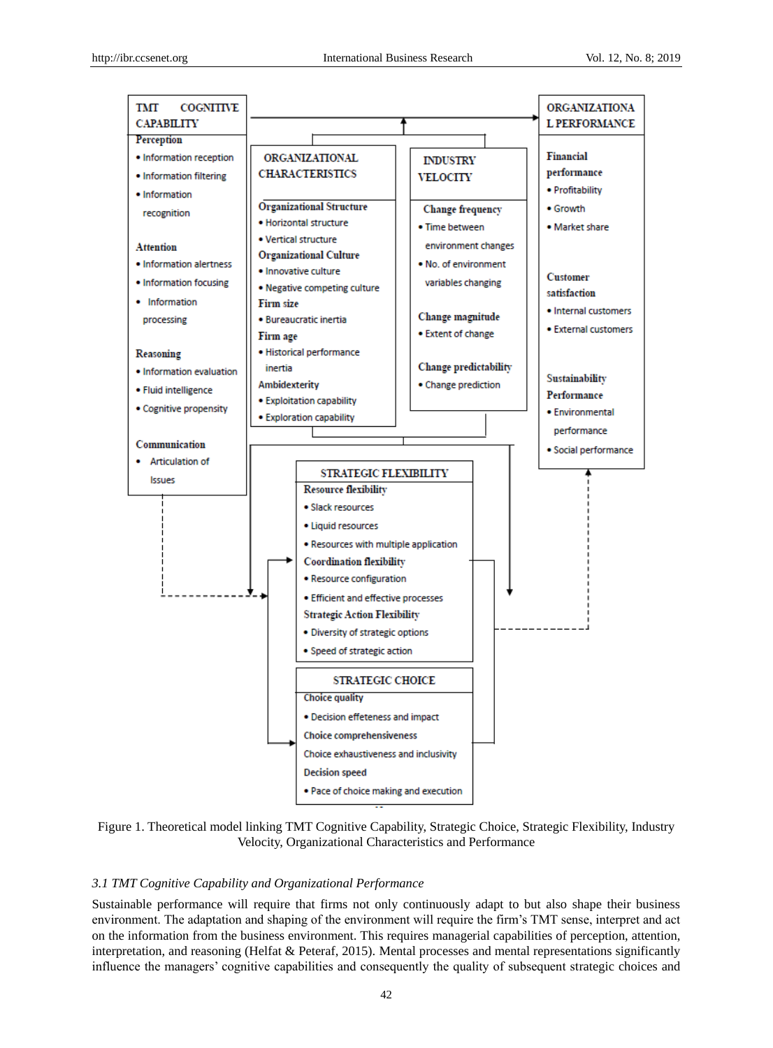**TMT COGNITIVE CAPABILITY**

**Perception**
- Information reception
- Information filtering
- Information recognition

**Attention**
- Information alertness
- Information focusing
- Information processing

**Reasoning**
- Information evaluation
- Fluid intelligence
- Cognitive propensity

**Communication**
- Articulation of Issues

**ORGANIZATIONAL CHARACTERISTICS**

**Organizational Structure**
- Horizontal structure
- Vertical structure

**Organizational Culture**
- Innovative culture
- Negative competing culture

**Firm size**
- Bureaucratic inertia

**Firm age**
- Historical performance inertia

**Ambidexterity**
- Exploitation capability
- Exploration capability

**INDUSTRY VELOCITY**

**Change frequency**
- Time between environment changes
- No. of environment variables changing

**Change magnitude**
- Extent of change

**Change predictability**
- Change prediction

**ORGANIZATIONAL PERFORMANCE**

**Financial performance**
- Profitability
- Growth
- Market share

**Customer satisfaction**
- Internal customers
- External customers

**Sustainability Performance**
- Environmental performance
- Social performance

**STRATEGIC FLEXIBILITY**

**Resource flexibility**
- Slack resources
- Liquid resources
- Resources with multiple application

**Coordination flexibility**
- Resource configuration
- Efficient and effective processes

**Strategic Action Flexibility**
- Diversity of strategic options
- Speed of strategic action

**STRATEGIC CHOICE**

Choice quality
- Decision effeteness and impact

Choice comprehensiveness

Choice exhaustiveness and inclusivity

Decision speed
- Pace of choice making and execution

Figure 1. Theoretical model linking TMT Cognitive Capability, Strategic Choice, Strategic Flexibility, Industry Velocity, Organizational Characteristics and Performance

### *3.1 TMT Cognitive Capability and Organizational Performance*

Sustainable performance will require that firms not only continuously adapt to but also shape their business environment. The adaptation and shaping of the environment will require the firm's TMT sense, interpret and act on the information from the business environment. This requires managerial capabilities of perception, attention, interpretation, and reasoning (Helfat & Peteraf, 2015). Mental processes and mental representations significantly influence the managers' cognitive capabilities and consequently the quality of subsequent strategic choices and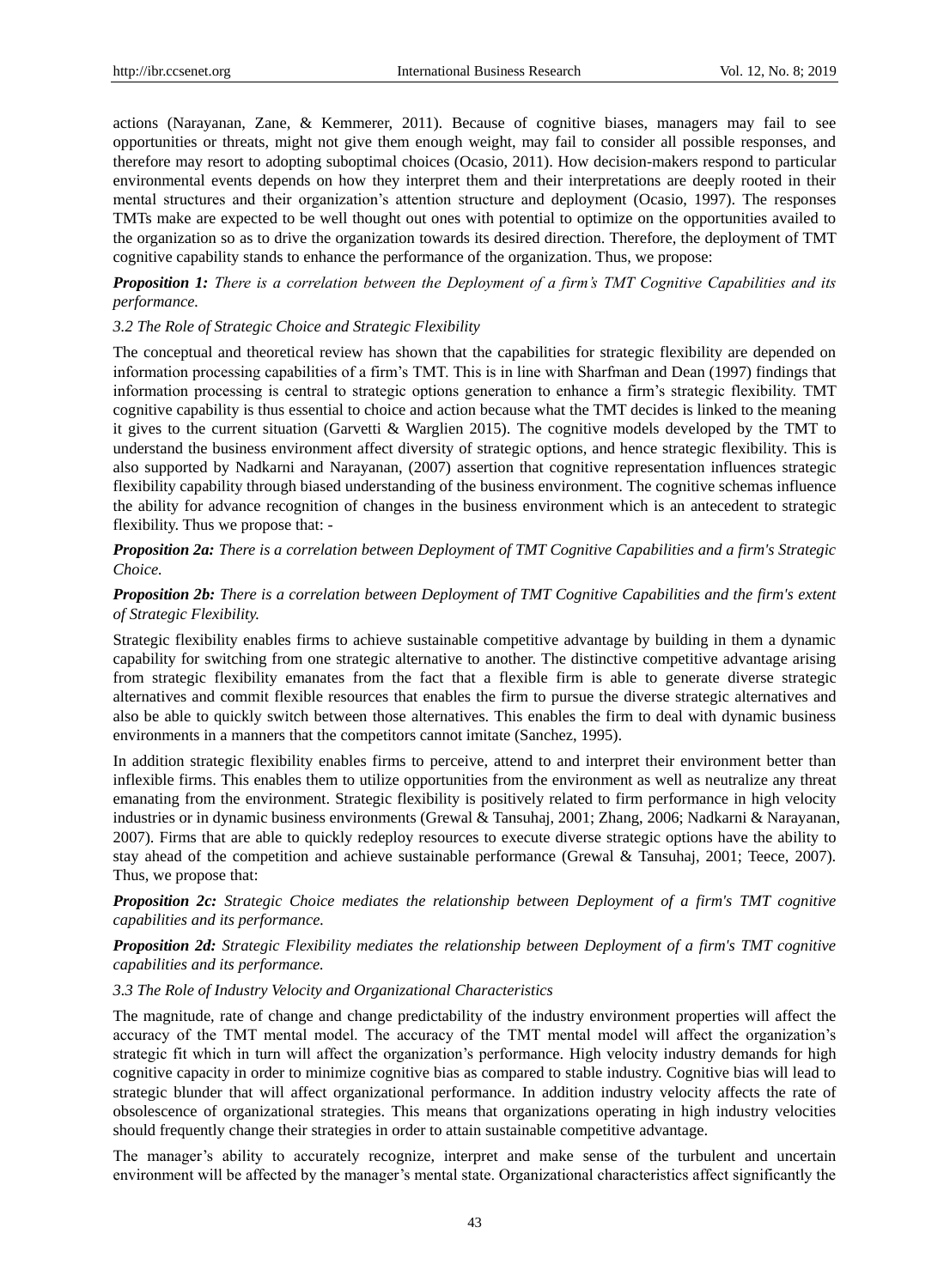actions (Narayanan, Zane, & Kemmerer, 2011). Because of cognitive biases, managers may fail to see opportunities or threats, might not give them enough weight, may fail to consider all possible responses, and therefore may resort to adopting suboptimal choices (Ocasio, 2011). How decision-makers respond to particular environmental events depends on how they interpret them and their interpretations are deeply rooted in their mental structures and their organization's attention structure and deployment (Ocasio, 1997). The responses TMTs make are expected to be well thought out ones with potential to optimize on the opportunities availed to the organization so as to drive the organization towards its desired direction. Therefore, the deployment of TMT cognitive capability stands to enhance the performance of the organization. Thus, we propose:

***Proposition 1:*** *There is a correlation between the Deployment of a firm's TMT Cognitive Capabilities and its performance.*

### *3.2 The Role of Strategic Choice and Strategic Flexibility*

The conceptual and theoretical review has shown that the capabilities for strategic flexibility are depended on information processing capabilities of a firm's TMT. This is in line with Sharfman and Dean (1997) findings that information processing is central to strategic options generation to enhance a firm's strategic flexibility. TMT cognitive capability is thus essential to choice and action because what the TMT decides is linked to the meaning it gives to the current situation (Garvetti & Warglien 2015). The cognitive models developed by the TMT to understand the business environment affect diversity of strategic options, and hence strategic flexibility. This is also supported by Nadkarni and Narayanan, (2007) assertion that cognitive representation influences strategic flexibility capability through biased understanding of the business environment. The cognitive schemas influence the ability for advance recognition of changes in the business environment which is an antecedent to strategic flexibility. Thus we propose that: -

***Proposition 2a:*** *There is a correlation between Deployment of TMT Cognitive Capabilities and a firm's Strategic Choice.*

***Proposition 2b:*** *There is a correlation between Deployment of TMT Cognitive Capabilities and the firm's extent of Strategic Flexibility.*

Strategic flexibility enables firms to achieve sustainable competitive advantage by building in them a dynamic capability for switching from one strategic alternative to another. The distinctive competitive advantage arising from strategic flexibility emanates from the fact that a flexible firm is able to generate diverse strategic alternatives and commit flexible resources that enables the firm to pursue the diverse strategic alternatives and also be able to quickly switch between those alternatives. This enables the firm to deal with dynamic business environments in a manners that the competitors cannot imitate (Sanchez, 1995).

In addition strategic flexibility enables firms to perceive, attend to and interpret their environment better than inflexible firms. This enables them to utilize opportunities from the environment as well as neutralize any threat emanating from the environment. Strategic flexibility is positively related to firm performance in high velocity industries or in dynamic business environments (Grewal & Tansuhaj, 2001; Zhang, 2006; Nadkarni & Narayanan, 2007). Firms that are able to quickly redeploy resources to execute diverse strategic options have the ability to stay ahead of the competition and achieve sustainable performance (Grewal & Tansuhaj, 2001; Teece, 2007). Thus, we propose that:

***Proposition 2c:*** *Strategic Choice mediates the relationship between Deployment of a firm's TMT cognitive capabilities and its performance.*

***Proposition 2d:*** *Strategic Flexibility mediates the relationship between Deployment of a firm's TMT cognitive capabilities and its performance.*

### *3.3 The Role of Industry Velocity and Organizational Characteristics*

The magnitude, rate of change and change predictability of the industry environment properties will affect the accuracy of the TMT mental model. The accuracy of the TMT mental model will affect the organization's strategic fit which in turn will affect the organization's performance. High velocity industry demands for high cognitive capacity in order to minimize cognitive bias as compared to stable industry. Cognitive bias will lead to strategic blunder that will affect organizational performance. In addition industry velocity affects the rate of obsolescence of organizational strategies. This means that organizations operating in high industry velocities should frequently change their strategies in order to attain sustainable competitive advantage.

The manager's ability to accurately recognize, interpret and make sense of the turbulent and uncertain environment will be affected by the manager's mental state. Organizational characteristics affect significantly the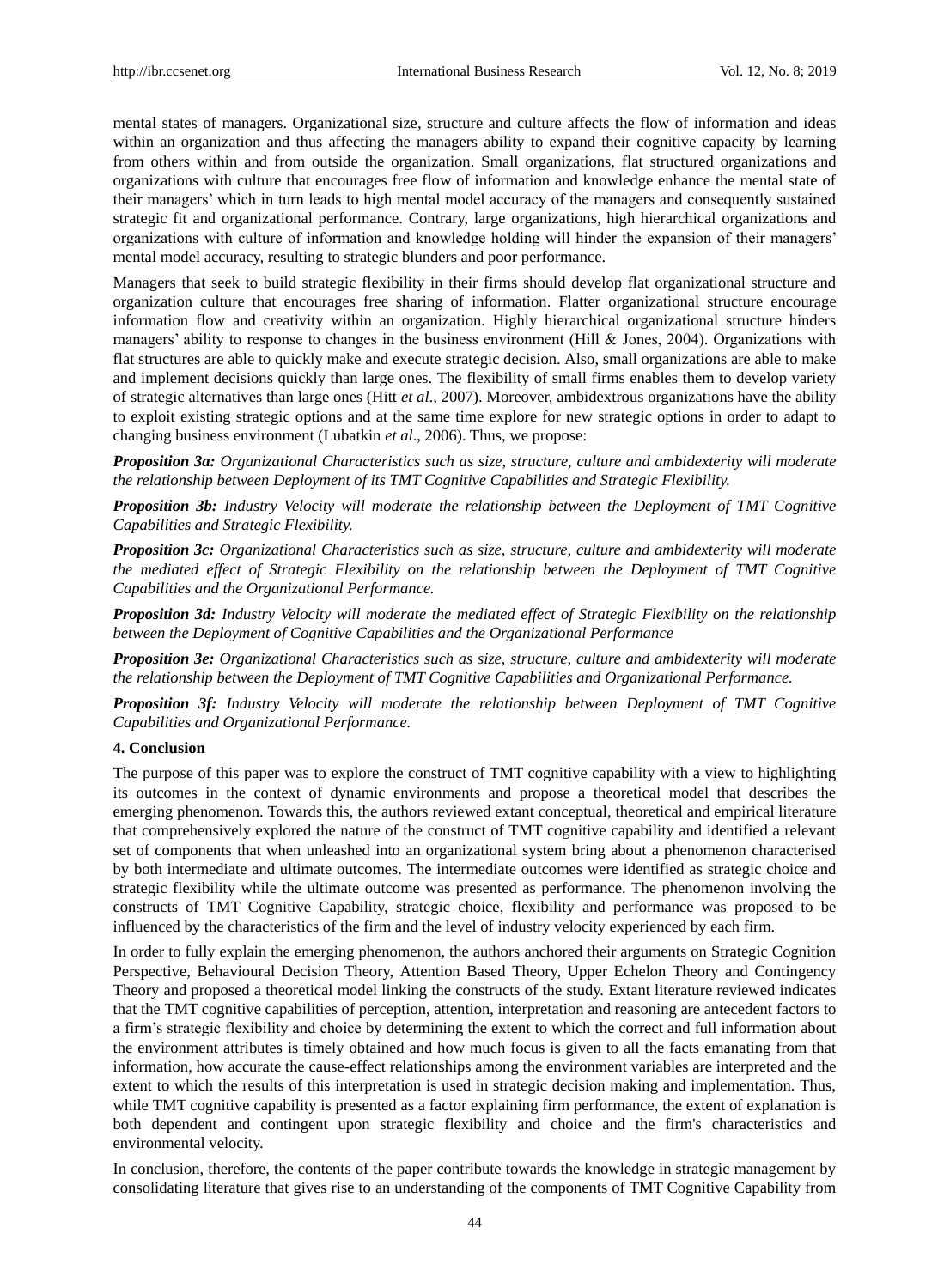mental states of managers. Organizational size, structure and culture affects the flow of information and ideas within an organization and thus affecting the managers ability to expand their cognitive capacity by learning from others within and from outside the organization. Small organizations, flat structured organizations and organizations with culture that encourages free flow of information and knowledge enhance the mental state of their managers' which in turn leads to high mental model accuracy of the managers and consequently sustained strategic fit and organizational performance. Contrary, large organizations, high hierarchical organizations and organizations with culture of information and knowledge holding will hinder the expansion of their managers' mental model accuracy, resulting to strategic blunders and poor performance.

Managers that seek to build strategic flexibility in their firms should develop flat organizational structure and organization culture that encourages free sharing of information. Flatter organizational structure encourage information flow and creativity within an organization. Highly hierarchical organizational structure hinders managers' ability to response to changes in the business environment (Hill & Jones, 2004). Organizations with flat structures are able to quickly make and execute strategic decision. Also, small organizations are able to make and implement decisions quickly than large ones. The flexibility of small firms enables them to develop variety of strategic alternatives than large ones (Hitt *et al*., 2007). Moreover, ambidextrous organizations have the ability to exploit existing strategic options and at the same time explore for new strategic options in order to adapt to changing business environment (Lubatkin *et al*., 2006). Thus, we propose:

***Proposition 3a:*** *Organizational Characteristics such as size, structure, culture and ambidexterity will moderate the relationship between Deployment of its TMT Cognitive Capabilities and Strategic Flexibility.*

***Proposition 3b:*** *Industry Velocity will moderate the relationship between the Deployment of TMT Cognitive Capabilities and Strategic Flexibility.*

***Proposition 3c:*** *Organizational Characteristics such as size, structure, culture and ambidexterity will moderate the mediated effect of Strategic Flexibility on the relationship between the Deployment of TMT Cognitive Capabilities and the Organizational Performance.*

***Proposition 3d:*** *Industry Velocity will moderate the mediated effect of Strategic Flexibility on the relationship between the Deployment of Cognitive Capabilities and the Organizational Performance*

***Proposition 3e:*** *Organizational Characteristics such as size, structure, culture and ambidexterity will moderate the relationship between the Deployment of TMT Cognitive Capabilities and Organizational Performance.*

***Proposition 3f:*** *Industry Velocity will moderate the relationship between Deployment of TMT Cognitive Capabilities and Organizational Performance.*

## 4. Conclusion

The purpose of this paper was to explore the construct of TMT cognitive capability with a view to highlighting its outcomes in the context of dynamic environments and propose a theoretical model that describes the emerging phenomenon. Towards this, the authors reviewed extant conceptual, theoretical and empirical literature that comprehensively explored the nature of the construct of TMT cognitive capability and identified a relevant set of components that when unleashed into an organizational system bring about a phenomenon characterised by both intermediate and ultimate outcomes. The intermediate outcomes were identified as strategic choice and strategic flexibility while the ultimate outcome was presented as performance. The phenomenon involving the constructs of TMT Cognitive Capability, strategic choice, flexibility and performance was proposed to be influenced by the characteristics of the firm and the level of industry velocity experienced by each firm.

In order to fully explain the emerging phenomenon, the authors anchored their arguments on Strategic Cognition Perspective, Behavioural Decision Theory, Attention Based Theory, Upper Echelon Theory and Contingency Theory and proposed a theoretical model linking the constructs of the study. Extant literature reviewed indicates that the TMT cognitive capabilities of perception, attention, interpretation and reasoning are antecedent factors to a firm's strategic flexibility and choice by determining the extent to which the correct and full information about the environment attributes is timely obtained and how much focus is given to all the facts emanating from that information, how accurate the cause-effect relationships among the environment variables are interpreted and the extent to which the results of this interpretation is used in strategic decision making and implementation. Thus, while TMT cognitive capability is presented as a factor explaining firm performance, the extent of explanation is both dependent and contingent upon strategic flexibility and choice and the firm's characteristics and environmental velocity.

In conclusion, therefore, the contents of the paper contribute towards the knowledge in strategic management by consolidating literature that gives rise to an understanding of the components of TMT Cognitive Capability from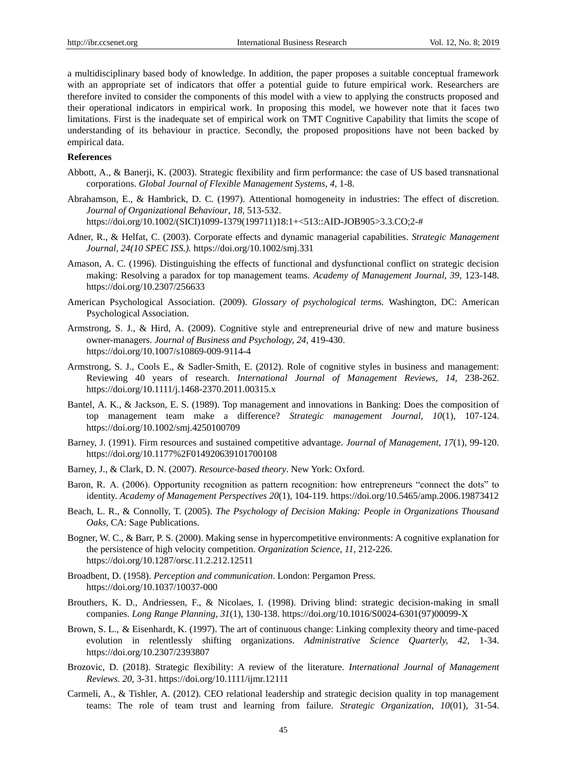a multidisciplinary based body of knowledge. In addition, the paper proposes a suitable conceptual framework with an appropriate set of indicators that offer a potential guide to future empirical work. Researchers are therefore invited to consider the components of this model with a view to applying the constructs proposed and their operational indicators in empirical work. In proposing this model, we however note that it faces two limitations. First is the inadequate set of empirical work on TMT Cognitive Capability that limits the scope of understanding of its behaviour in practice. Secondly, the proposed propositions have not been backed by empirical data.

**References**

Abbott, A., & Banerji, K. (2003). Strategic flexibility and firm performance: the case of US based transnational corporations. *Global Journal of Flexible Management Systems, 4,* 1-8.

Abrahamson, E., & Hambrick, D. C. (1997). Attentional homogeneity in industries: The effect of discretion. *Journal of Organizational Behaviour, 18,* 513-532. https://doi.org/10.1002/(SICI)1099-1379(199711)18:1+<513::AID-JOB905>3.3.CO;2-#

Adner, R., & Helfat, C. (2003). Corporate effects and dynamic managerial capabilities. *Strategic Management Journal, 24(10 SPEC ISS.).* https://doi.org/10.1002/smj.331

Amason, A. C. (1996). Distinguishing the effects of functional and dysfunctional conflict on strategic decision making: Resolving a paradox for top management teams. *Academy of Management Journal, 39,* 123-148. https://doi.org/10.2307/256633

American Psychological Association. (2009). *Glossary of psychological terms.* Washington, DC: American Psychological Association.

Armstrong, S. J., & Hird, A. (2009). Cognitive style and entrepreneurial drive of new and mature business owner-managers. *Journal of Business and Psychology, 24,* 419-430. https://doi.org/10.1007/s10869-009-9114-4

Armstrong, S. J., Cools E., & Sadler-Smith, E. (2012). Role of cognitive styles in business and management: Reviewing 40 years of research. *International Journal of Management Reviews, 14,* 238-262. https://doi.org/10.1111/j.1468-2370.2011.00315.x

Bantel, A. K., & Jackson, E. S. (1989). Top management and innovations in Banking: Does the composition of top management team make a difference? *Strategic management Journal, 10*(1), 107-124. https://doi.org/10.1002/smj.4250100709

Barney, J. (1991). Firm resources and sustained competitive advantage. *Journal of Management, 17*(1), 99-120. https://doi.org/10.1177%2F014920639101700108

Barney, J., & Clark, D. N. (2007). *Resource-based theory*. New York: Oxford.

Baron, R. A. (2006). Opportunity recognition as pattern recognition: how entrepreneurs "connect the dots" to identity. *Academy of Management Perspectives 20*(1), 104-119. https://doi.org/10.5465/amp.2006.19873412

Beach, L. R., & Connolly, T. (2005). *The Psychology of Decision Making: People in Organizations Thousand Oaks*, CA: Sage Publications.

Bogner, W. C., & Barr, P. S. (2000). Making sense in hypercompetitive environments: A cognitive explanation for the persistence of high velocity competition. *Organization Science, 11,* 212-226. https://doi.org/10.1287/orsc.11.2.212.12511

Broadbent, D. (1958). *Perception and communication*. London: Pergamon Press. https://doi.org/10.1037/10037-000

Brouthers, K. D., Andriessen, F., & Nicolaes, I. (1998). Driving blind: strategic decision-making in small companies. *Long Range Planning, 31*(1), 130-138. https://doi.org/10.1016/S0024-6301(97)00099-X

Brown, S. L., & Eisenhardt, K. (1997). The art of continuous change: Linking complexity theory and time-paced evolution in relentlessly shifting organizations. *Administrative Science Quarterly, 42,* 1-34. https://doi.org/10.2307/2393807

Brozovic, D. (2018). Strategic flexibility: A review of the literature. *International Journal of Management Reviews. 20,* 3-31. https://doi.org/10.1111/ijmr.12111

Carmeli, A., & Tishler, A. (2012). CEO relational leadership and strategic decision quality in top management teams: The role of team trust and learning from failure. *Strategic Organization, 10*(01), 31-54.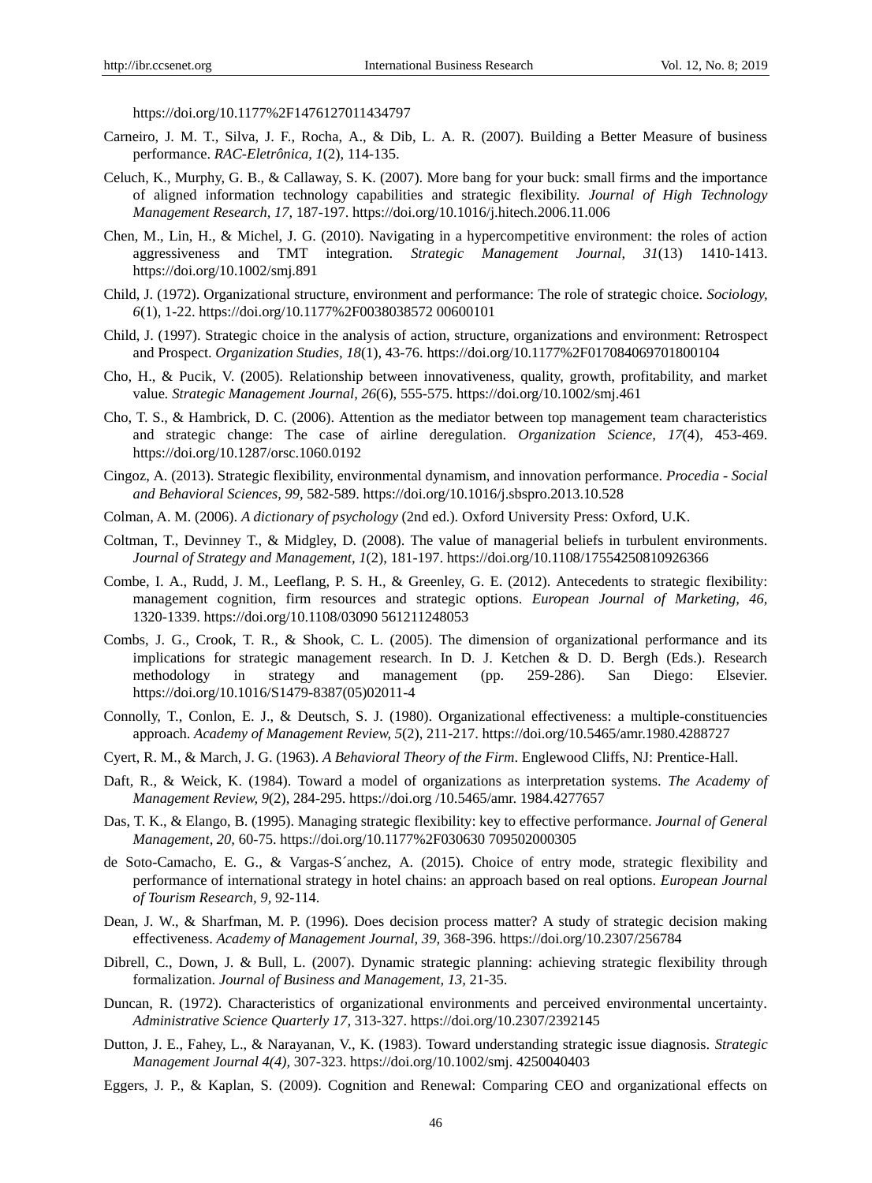https://doi.org/10.1177%2F1476127011434797

Carneiro, J. M. T., Silva, J. F., Rocha, A., & Dib, L. A. R. (2007). Building a Better Measure of business performance. *RAC-Eletrônica, 1*(2), 114-135.

Celuch, K., Murphy, G. B., & Callaway, S. K. (2007). More bang for your buck: small firms and the importance of aligned information technology capabilities and strategic flexibility. *Journal of High Technology Management Research, 17*, 187-197. https://doi.org/10.1016/j.hitech.2006.11.006

Chen, M., Lin, H., & Michel, J. G. (2010). Navigating in a hypercompetitive environment: the roles of action aggressiveness and TMT integration. *Strategic Management Journal, 31*(13) 1410-1413. https://doi.org/10.1002/smj.891

Child, J. (1972). Organizational structure, environment and performance: The role of strategic choice. *Sociology, 6*(1), 1-22. https://doi.org/10.1177%2F0038038572 00600101

Child, J. (1997). Strategic choice in the analysis of action, structure, organizations and environment: Retrospect and Prospect. *Organization Studies, 18*(1), 43-76. https://doi.org/10.1177%2F017084069701800104

Cho, H., & Pucik, V. (2005). Relationship between innovativeness, quality, growth, profitability, and market value. *Strategic Management Journal, 26*(6), 555-575. https://doi.org/10.1002/smj.461

Cho, T. S., & Hambrick, D. C. (2006). Attention as the mediator between top management team characteristics and strategic change: The case of airline deregulation. *Organization Science, 17*(4), 453-469. https://doi.org/10.1287/orsc.1060.0192

Cingoz, A. (2013). Strategic flexibility, environmental dynamism, and innovation performance. *Procedia - Social and Behavioral Sciences, 99*, 582-589. https://doi.org/10.1016/j.sbspro.2013.10.528

Colman, A. M. (2006). *A dictionary of psychology* (2nd ed.). Oxford University Press: Oxford, U.K.

Coltman, T., Devinney T., & Midgley, D. (2008). The value of managerial beliefs in turbulent environments. *Journal of Strategy and Management, 1*(2), 181-197. https://doi.org/10.1108/17554250810926366

Combe, I. A., Rudd, J. M., Leeflang, P. S. H., & Greenley, G. E. (2012). Antecedents to strategic flexibility: management cognition, firm resources and strategic options. *European Journal of Marketing, 46*, 1320-1339. https://doi.org/10.1108/03090 561211248053

Combs, J. G., Crook, T. R., & Shook, C. L. (2005). The dimension of organizational performance and its implications for strategic management research. In D. J. Ketchen & D. D. Bergh (Eds.). Research methodology in strategy and management (pp. 259-286). San Diego: Elsevier. https://doi.org/10.1016/S1479-8387(05)02011-4

Connolly, T., Conlon, E. J., & Deutsch, S. J. (1980). Organizational effectiveness: a multiple-constituencies approach. *Academy of Management Review, 5*(2), 211-217. https://doi.org/10.5465/amr.1980.4288727

Cyert, R. M., & March, J. G. (1963). *A Behavioral Theory of the Firm*. Englewood Cliffs, NJ: Prentice-Hall.

Daft, R., & Weick, K. (1984). Toward a model of organizations as interpretation systems. *The Academy of Management Review, 9*(2), 284-295. https://doi.org /10.5465/amr. 1984.4277657

Das, T. K., & Elango, B. (1995). Managing strategic flexibility: key to effective performance. *Journal of General Management, 20*, 60-75. https://doi.org/10.1177%2F030630 709502000305

de Soto-Camacho, E. G., & Vargas-S´anchez, A. (2015). Choice of entry mode, strategic flexibility and performance of international strategy in hotel chains: an approach based on real options. *European Journal of Tourism Research, 9*, 92-114.

Dean, J. W., & Sharfman, M. P. (1996). Does decision process matter? A study of strategic decision making effectiveness. *Academy of Management Journal, 39*, 368-396. https://doi.org/10.2307/256784

Dibrell, C., Down, J. & Bull, L. (2007). Dynamic strategic planning: achieving strategic flexibility through formalization. *Journal of Business and Management, 13*, 21-35.

Duncan, R. (1972). Characteristics of organizational environments and perceived environmental uncertainty. *Administrative Science Quarterly 17*, 313-327. https://doi.org/10.2307/2392145

Dutton, J. E., Fahey, L., & Narayanan, V., K. (1983). Toward understanding strategic issue diagnosis. *Strategic Management Journal 4(4)*, 307-323. https://doi.org/10.1002/smj. 4250040403

Eggers, J. P., & Kaplan, S. (2009). Cognition and Renewal: Comparing CEO and organizational effects on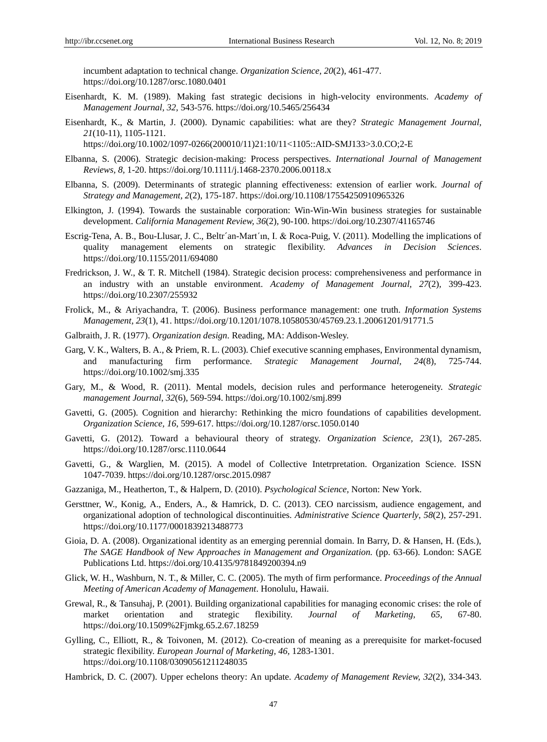incumbent adaptation to technical change. *Organization Science, 20*(2), 461-477. https://doi.org/10.1287/orsc.1080.0401

Eisenhardt, K. M. (1989). Making fast strategic decisions in high-velocity environments. *Academy of Management Journal*, *32*, 543-576. https://doi.org/10.5465/256434

Eisenhardt, K., & Martin, J. (2000). Dynamic capabilities: what are they? *Strategic Management Journal, 21*(10-11), 1105-1121. https://doi.org/10.1002/1097-0266(200010/11)21:10/11<1105::AID-SMJ133>3.0.CO;2-E

Elbanna, S. (2006). Strategic decision-making: Process perspectives. *International Journal of Management Reviews, 8*, 1-20. https://doi.org/10.1111/j.1468-2370.2006.00118.x

Elbanna, S. (2009). Determinants of strategic planning effectiveness: extension of earlier work. *Journal of Strategy and Management*, *2*(2), 175-187. https://doi.org/10.1108/17554250910965326

Elkington, J. (1994). Towards the sustainable corporation: Win-Win-Win business strategies for sustainable development. *California Management Review, 36*(2)*,* 90-100. https://doi.org/10.2307/41165746

Escrig-Tena, A. B., Bou-Llusar, J. C., Beltr´an-Mart´ın, I. & Roca-Puig, V. (2011). Modelling the implications of quality management elements on strategic flexibility. *Advances in Decision Sciences*. https://doi.org/10.1155/2011/694080

Fredrickson, J. W., & T. R. Mitchell (1984). Strategic decision process: comprehensiveness and performance in an industry with an unstable environment. *Academy of Management Journal, 27*(2)*,* 399-423. https://doi.org/10.2307/255932

Frolick, M., & Ariyachandra, T. (2006). Business performance management: one truth. *Information Systems Management*, *23*(1), 41. https://doi.org/10.1201/1078.10580530/45769.23.1.20061201/91771.5

Galbraith, J. R. (1977). *Organization design*. Reading, MA: Addison-Wesley.

Garg, V. K., Walters, B. A., & Priem, R. L. (2003). Chief executive scanning emphases, Environmental dynamism, and manufacturing firm performance. *Strategic Management Journal, 24*(8)*,* 725-744. https://doi.org/10.1002/smj.335

Gary, M., & Wood, R. (2011). Mental models, decision rules and performance heterogeneity. *Strategic management Journal*, *32*(6), 569-594. https://doi.org/10.1002/smj.899

Gavetti, G. (2005). Cognition and hierarchy: Rethinking the micro foundations of capabilities development. *Organization Science, 16*, 599-617. https://doi.org/10.1287/orsc.1050.0140

Gavetti, G. (2012). Toward a behavioural theory of strategy. *Organization Science, 23*(1)*,* 267-285. https://doi.org/10.1287/orsc.1110.0644

Gavetti, G., & Warglien, M. (2015). A model of Collective Intetrpretation. Organization Science. ISSN 1047-7039. https://doi.org/10.1287/orsc.2015.0987

Gazzaniga, M., Heatherton, T., & Halpern, D. (2010). *Psychological Science*, Norton: New York.

Gersttner, W., Konig, A., Enders, A., & Hamrick, D. C. (2013). CEO narcissism, audience engagement, and organizational adoption of technological discontinuities. *Administrative Science Quarterly*, *58*(2), 257-291. https://doi.org/10.1177/0001839213488773

Gioia, D. A. (2008). Organizational identity as an emerging perennial domain. In Barry, D. & Hansen, H. (Eds.), *The SAGE Handbook of New Approaches in Management and Organization.* (pp. 63-66). London: SAGE Publications Ltd. https://doi.org/10.4135/9781849200394.n9

Glick, W. H., Washburn, N. T., & Miller, C. C. (2005). The myth of firm performance. *Proceedings of the Annual Meeting of American Academy of Management*. Honolulu, Hawaii.

Grewal, R., & Tansuhaj, P. (2001). Building organizational capabilities for managing economic crises: the role of market orientation and strategic flexibility. *Journal of Marketing, 65,* 67-80. https://doi.org/10.1509%2Fjmkg.65.2.67.18259

Gylling, C., Elliott, R., & Toivonen, M. (2012). Co-creation of meaning as a prerequisite for market-focused strategic flexibility. *European Journal of Marketing, 46,* 1283-1301. https://doi.org/10.1108/03090561211248035

Hambrick, D. C. (2007). Upper echelons theory: An update. *Academy of Management Review, 32*(2), 334-343.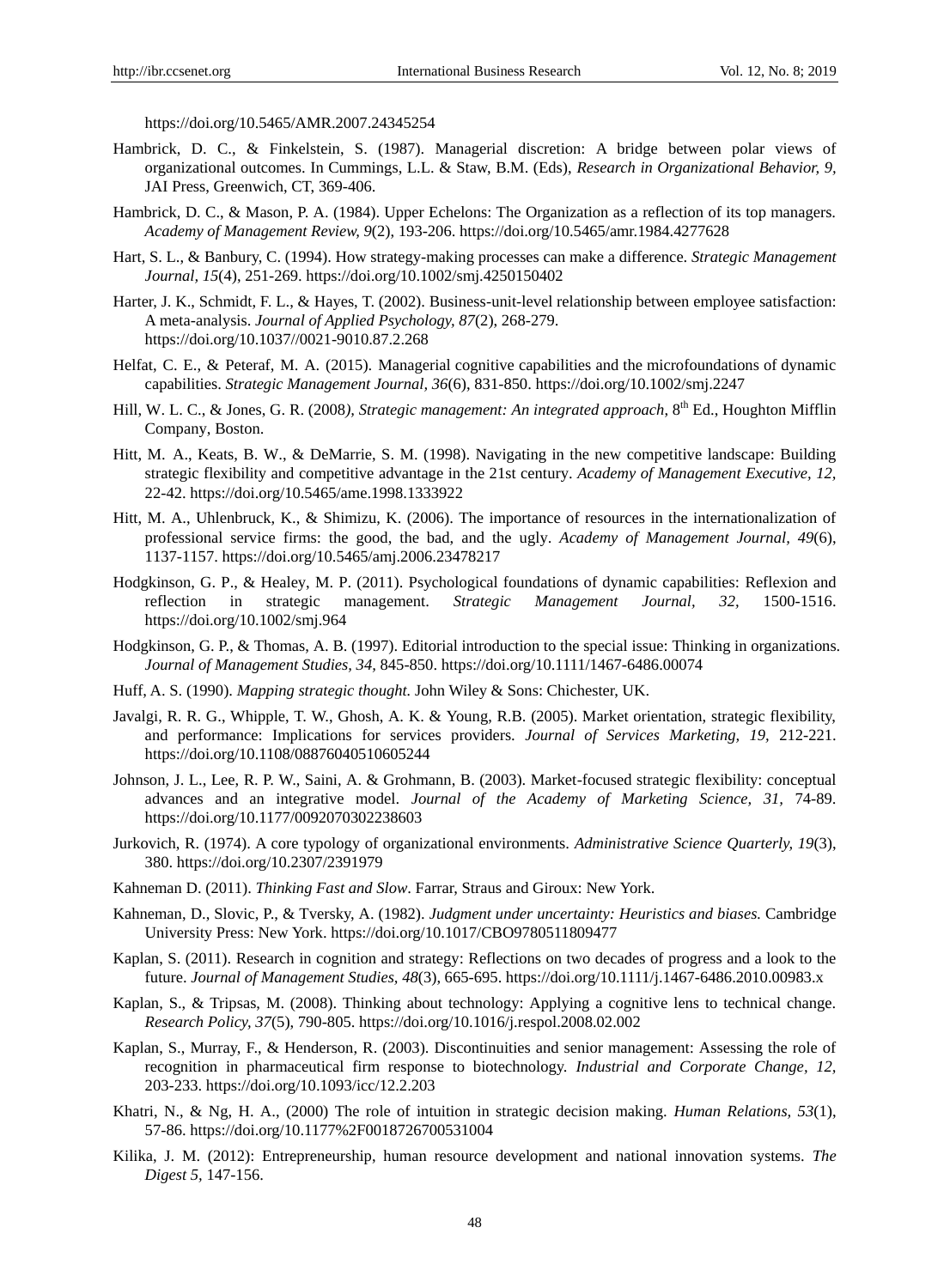https://doi.org/10.5465/AMR.2007.24345254

Hambrick, D. C., & Finkelstein, S. (1987). Managerial discretion: A bridge between polar views of organizational outcomes. In Cummings, L.L. & Staw, B.M. (Eds), *Research in Organizational Behavior, 9*, JAI Press, Greenwich, CT, 369-406.

Hambrick, D. C., & Mason, P. A. (1984). Upper Echelons: The Organization as a reflection of its top managers. *Academy of Management Review, 9*(2), 193-206. https://doi.org/10.5465/amr.1984.4277628

Hart, S. L., & Banbury, C. (1994). How strategy-making processes can make a difference. *Strategic Management Journal, 15*(4), 251-269. https://doi.org/10.1002/smj.4250150402

Harter, J. K., Schmidt, F. L., & Hayes, T. (2002). Business-unit-level relationship between employee satisfaction: A meta-analysis. *Journal of Applied Psychology, 87*(2), 268-279. https://doi.org/10.1037//0021-9010.87.2.268

Helfat, C. E., & Peteraf, M. A. (2015). Managerial cognitive capabilities and the microfoundations of dynamic capabilities. *Strategic Management Journal, 36*(6), 831-850. https://doi.org/10.1002/smj.2247

Hill, W. L. C., & Jones, G. R. (2008*), Strategic management: An integrated approach*, 8th Ed., Houghton Mifflin Company, Boston.

Hitt, M. A., Keats, B. W., & DeMarrie, S. M. (1998). Navigating in the new competitive landscape: Building strategic flexibility and competitive advantage in the 21st century. *Academy of Management Executive, 12*, 22-42. https://doi.org/10.5465/ame.1998.1333922

Hitt, M. A., Uhlenbruck, K., & Shimizu, K. (2006). The importance of resources in the internationalization of professional service firms: the good, the bad, and the ugly. *Academy of Management Journal, 49*(6), 1137-1157. https://doi.org/10.5465/amj.2006.23478217

Hodgkinson, G. P., & Healey, M. P. (2011). Psychological foundations of dynamic capabilities: Reflexion and reflection in strategic management. *Strategic Management Journal, 32*, 1500-1516. https://doi.org/10.1002/smj.964

Hodgkinson, G. P., & Thomas, A. B. (1997). Editorial introduction to the special issue: Thinking in organizations. *Journal of Management Studies, 34*, 845-850. https://doi.org/10.1111/1467-6486.00074

Huff, A. S. (1990). *Mapping strategic thought.* John Wiley & Sons: Chichester, UK.

Javalgi, R. R. G., Whipple, T. W., Ghosh, A. K. & Young, R.B. (2005). Market orientation, strategic flexibility, and performance: Implications for services providers. *Journal of Services Marketing, 19*, 212-221. https://doi.org/10.1108/08876040510605244

Johnson, J. L., Lee, R. P. W., Saini, A. & Grohmann, B. (2003). Market-focused strategic flexibility: conceptual advances and an integrative model. *Journal of the Academy of Marketing Science, 31*, 74-89. https://doi.org/10.1177/0092070302238603

Jurkovich, R. (1974). A core typology of organizational environments. *Administrative Science Quarterly, 19*(3), 380. https://doi.org/10.2307/2391979

Kahneman D. (2011). *Thinking Fast and Slow*. Farrar, Straus and Giroux: New York.

Kahneman, D., Slovic, P., & Tversky, A. (1982). *Judgment under uncertainty: Heuristics and biases.* Cambridge University Press: New York. https://doi.org/10.1017/CBO9780511809477

Kaplan, S. (2011). Research in cognition and strategy: Reflections on two decades of progress and a look to the future. *Journal of Management Studies, 48*(3), 665-695. https://doi.org/10.1111/j.1467-6486.2010.00983.x

Kaplan, S., & Tripsas, M. (2008). Thinking about technology: Applying a cognitive lens to technical change. *Research Policy, 37*(5), 790-805. https://doi.org/10.1016/j.respol.2008.02.002

Kaplan, S., Murray, F., & Henderson, R. (2003). Discontinuities and senior management: Assessing the role of recognition in pharmaceutical firm response to biotechnology. *Industrial and Corporate Change, 12*, 203-233. https://doi.org/10.1093/icc/12.2.203

Khatri, N., & Ng, H. A., (2000) The role of intuition in strategic decision making. *Human Relations, 53*(1), 57-86. https://doi.org/10.1177%2F0018726700531004

Kilika, J. M. (2012): Entrepreneurship, human resource development and national innovation systems. *The Digest 5*, 147-156.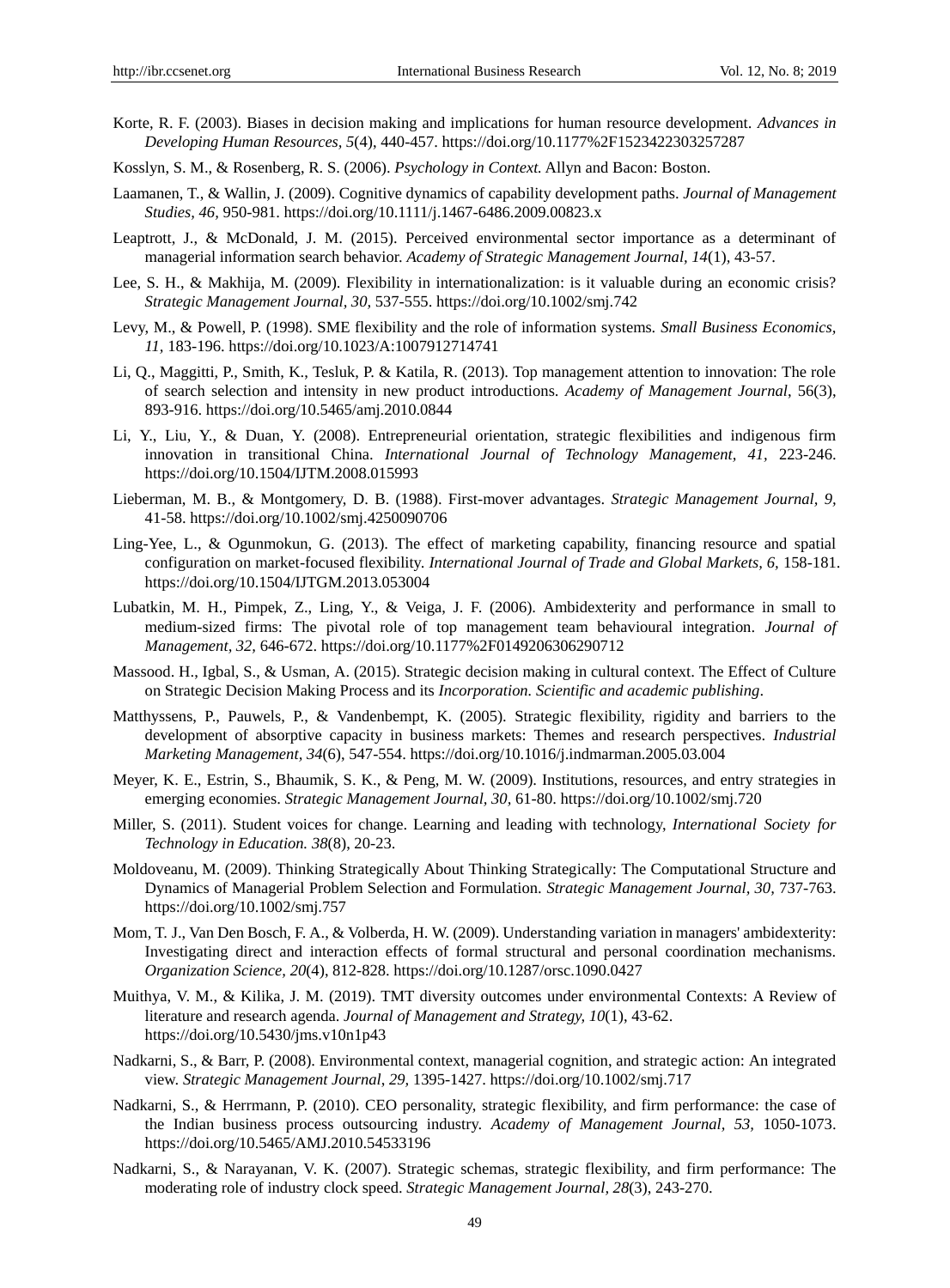Korte, R. F. (2003). Biases in decision making and implications for human resource development. *Advances in Developing Human Resources, 5*(4), 440-457. https://doi.org/10.1177%2F1523422303257287

Kosslyn, S. M., & Rosenberg, R. S. (2006). *Psychology in Context.* Allyn and Bacon: Boston.

Laamanen, T., & Wallin, J. (2009). Cognitive dynamics of capability development paths. *Journal of Management Studies, 46,* 950-981. https://doi.org/10.1111/j.1467-6486.2009.00823.x

Leaptrott, J., & McDonald, J. M. (2015). Perceived environmental sector importance as a determinant of managerial information search behavior. *Academy of Strategic Management Journal, 14*(1), 43-57.

Lee, S. H., & Makhija, M. (2009). Flexibility in internationalization: is it valuable during an economic crisis? *Strategic Management Journal, 30,* 537-555. https://doi.org/10.1002/smj.742

Levy, M., & Powell, P. (1998). SME flexibility and the role of information systems. *Small Business Economics, 11,* 183-196. https://doi.org/10.1023/A:1007912714741

Li, Q., Maggitti, P., Smith, K., Tesluk, P. & Katila, R. (2013). Top management attention to innovation: The role of search selection and intensity in new product introductions. *Academy of Management Journal*, 56(3), 893-916. https://doi.org/10.5465/amj.2010.0844

Li, Y., Liu, Y., & Duan, Y. (2008). Entrepreneurial orientation, strategic flexibilities and indigenous firm innovation in transitional China. *International Journal of Technology Management, 41,* 223-246. https://doi.org/10.1504/IJTM.2008.015993

Lieberman, M. B., & Montgomery, D. B. (1988). First-mover advantages. *Strategic Management Journal, 9,* 41-58. https://doi.org/10.1002/smj.4250090706

Ling-Yee, L., & Ogunmokun, G. (2013). The effect of marketing capability, financing resource and spatial configuration on market-focused flexibility. *International Journal of Trade and Global Markets, 6,* 158-181. https://doi.org/10.1504/IJTGM.2013.053004

Lubatkin, M. H., Pimpek, Z., Ling, Y., & Veiga, J. F. (2006). Ambidexterity and performance in small to medium-sized firms: The pivotal role of top management team behavioural integration. *Journal of Management, 32,* 646-672. https://doi.org/10.1177%2F0149206306290712

Massood. H., Igbal, S., & Usman, A. (2015). Strategic decision making in cultural context. The Effect of Culture on Strategic Decision Making Process and its *Incorporation. Scientific and academic publishing*.

Matthyssens, P., Pauwels, P., & Vandenbempt, K. (2005). Strategic flexibility, rigidity and barriers to the development of absorptive capacity in business markets: Themes and research perspectives. *Industrial Marketing Management, 34*(6), 547-554. https://doi.org/10.1016/j.indmarman.2005.03.004

Meyer, K. E., Estrin, S., Bhaumik, S. K., & Peng, M. W. (2009). Institutions, resources, and entry strategies in emerging economies. *Strategic Management Journal, 30,* 61-80. https://doi.org/10.1002/smj.720

Miller, S. (2011). Student voices for change. Learning and leading with technology, *International Society for Technology in Education. 38*(8), 20-23.

Moldoveanu, M. (2009). Thinking Strategically About Thinking Strategically: The Computational Structure and Dynamics of Managerial Problem Selection and Formulation. *Strategic Management Journal, 30,* 737-763. https://doi.org/10.1002/smj.757

Mom, T. J., Van Den Bosch, F. A., & Volberda, H. W. (2009). Understanding variation in managers' ambidexterity: Investigating direct and interaction effects of formal structural and personal coordination mechanisms. *Organization Science, 20*(4), 812-828. https://doi.org/10.1287/orsc.1090.0427

Muithya, V. M., & Kilika, J. M. (2019). TMT diversity outcomes under environmental Contexts: A Review of literature and research agenda. *Journal of Management and Strategy, 10*(1), 43-62. https://doi.org/10.5430/jms.v10n1p43

Nadkarni, S., & Barr, P. (2008). Environmental context, managerial cognition, and strategic action: An integrated view. *Strategic Management Journal, 29,* 1395-1427. https://doi.org/10.1002/smj.717

Nadkarni, S., & Herrmann, P. (2010). CEO personality, strategic flexibility, and firm performance: the case of the Indian business process outsourcing industry. *Academy of Management Journal, 53,* 1050-1073. https://doi.org/10.5465/AMJ.2010.54533196

Nadkarni, S., & Narayanan, V. K. (2007). Strategic schemas, strategic flexibility, and firm performance: The moderating role of industry clock speed. *Strategic Management Journal, 28*(3), 243-270.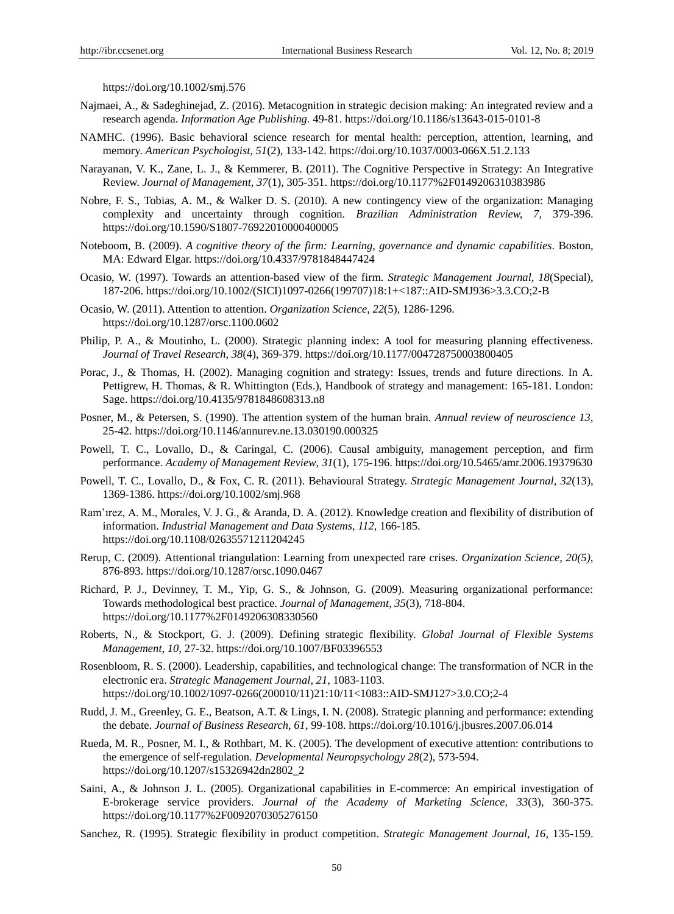https://doi.org/10.1002/smj.576

Najmaei, A., & Sadeghinejad, Z. (2016). Metacognition in strategic decision making: An integrated review and a research agenda. *Information Age Publishing.* 49-81. https://doi.org/10.1186/s13643-015-0101-8

NAMHC. (1996). Basic behavioral science research for mental health: perception, attention, learning, and memory. *American Psychologist, 51*(2), 133-142. https://doi.org/10.1037/0003-066X.51.2.133

Narayanan, V. K., Zane, L. J., & Kemmerer, B. (2011). The Cognitive Perspective in Strategy: An Integrative Review. *Journal of Management, 37*(1), 305-351. https://doi.org/10.1177%2F0149206310383986

Nobre, F. S., Tobias, A. M., & Walker D. S. (2010). A new contingency view of the organization: Managing complexity and uncertainty through cognition. *Brazilian Administration Review, 7,* 379-396. https://doi.org/10.1590/S1807-76922010000400005

Noteboom, B. (2009). *A cognitive theory of the firm: Learning, governance and dynamic capabilities*. Boston, MA: Edward Elgar. https://doi.org/10.4337/9781848447424

Ocasio, W. (1997). Towards an attention-based view of the firm. *Strategic Management Journal, 18*(Special), 187-206. https://doi.org/10.1002/(SICI)1097-0266(199707)18:1+<187::AID-SMJ936>3.3.CO;2-B

Ocasio, W. (2011). Attention to attention. *Organization Science, 22*(5), 1286-1296. https://doi.org/10.1287/orsc.1100.0602

Philip, P. A., & Moutinho, L. (2000). Strategic planning index: A tool for measuring planning effectiveness. *Journal of Travel Research, 38*(4), 369-379. https://doi.org/10.1177/004728750003800405

Porac, J., & Thomas, H. (2002). Managing cognition and strategy: Issues, trends and future directions. In A. Pettigrew, H. Thomas, & R. Whittington (Eds.), Handbook of strategy and management: 165-181. London: Sage. https://doi.org/10.4135/9781848608313.n8

Posner, M., & Petersen, S. (1990). The attention system of the human brain. *Annual review of neuroscience 13,* 25-42. https://doi.org/10.1146/annurev.ne.13.030190.000325

Powell, T. C., Lovallo, D., & Caringal, C. (2006). Causal ambiguity, management perception, and firm performance. *Academy of Management Review, 31*(1), 175-196. https://doi.org/10.5465/amr.2006.19379630

Powell, T. C., Lovallo, D., & Fox, C. R. (2011). Behavioural Strategy. *Strategic Management Journal, 32*(13), 1369-1386. https://doi.org/10.1002/smj.968

Ram'ırez, A. M., Morales, V. J. G., & Aranda, D. A. (2012). Knowledge creation and flexibility of distribution of information. *Industrial Management and Data Systems, 112,* 166-185. https://doi.org/10.1108/02635571211204245

Rerup, C. (2009). Attentional triangulation: Learning from unexpected rare crises. *Organization Science, 20(5),* 876-893. https://doi.org/10.1287/orsc.1090.0467

Richard, P. J., Devinney, T. M., Yip, G. S., & Johnson, G. (2009). Measuring organizational performance: Towards methodological best practice. *Journal of Management, 35*(3), 718-804. https://doi.org/10.1177%2F0149206308330560

Roberts, N., & Stockport, G. J. (2009). Defining strategic flexibility. *Global Journal of Flexible Systems Management, 10,* 27-32. https://doi.org/10.1007/BF03396553

Rosenbloom, R. S. (2000). Leadership, capabilities, and technological change: The transformation of NCR in the electronic era. *Strategic Management Journal, 21,* 1083-1103. https://doi.org/10.1002/1097-0266(200010/11)21:10/11<1083::AID-SMJ127>3.0.CO;2-4

Rudd, J. M., Greenley, G. E., Beatson, A.T. & Lings, I. N. (2008). Strategic planning and performance: extending the debate. *Journal of Business Research, 61,* 99-108. https://doi.org/10.1016/j.jbusres.2007.06.014

Rueda, M. R., Posner, M. I., & Rothbart, M. K. (2005). The development of executive attention: contributions to the emergence of self-regulation. *Developmental Neuropsychology 28*(2), 573-594. https://doi.org/10.1207/s15326942dn2802_2

Saini, A., & Johnson J. L. (2005). Organizational capabilities in E-commerce: An empirical investigation of E-brokerage service providers. *Journal of the Academy of Marketing Science, 33*(3), 360-375. https://doi.org/10.1177%2F0092070305276150

Sanchez, R. (1995). Strategic flexibility in product competition. *Strategic Management Journal, 16,* 135-159.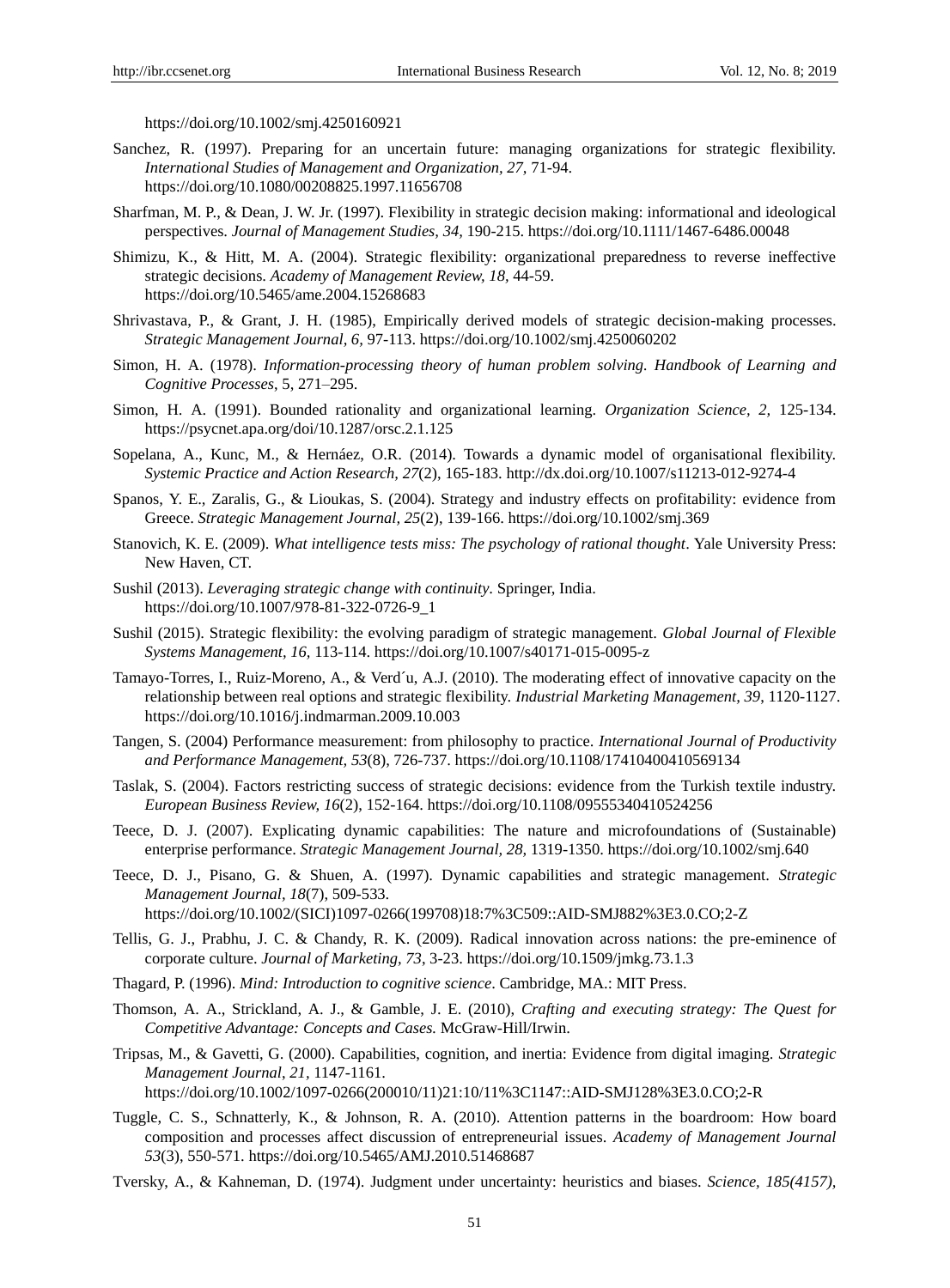https://doi.org/10.1002/smj.4250160921

Sanchez, R. (1997). Preparing for an uncertain future: managing organizations for strategic flexibility. *International Studies of Management and Organization, 27,* 71-94. https://doi.org/10.1080/00208825.1997.11656708

Sharfman, M. P., & Dean, J. W. Jr. (1997). Flexibility in strategic decision making: informational and ideological perspectives. *Journal of Management Studies*, *34,* 190-215. https://doi.org/10.1111/1467-6486.00048

Shimizu, K., & Hitt, M. A. (2004). Strategic flexibility: organizational preparedness to reverse ineffective strategic decisions. *Academy of Management Review, 18,* 44-59. https://doi.org/10.5465/ame.2004.15268683

Shrivastava, P., & Grant, J. H. (1985), Empirically derived models of strategic decision-making processes. *Strategic Management Journal*, *6,* 97-113. https://doi.org/10.1002/smj.4250060202

Simon, H. A. (1978). *Information-processing theory of human problem solving. Handbook of Learning and Cognitive Processes*, 5, 271–295.

Simon, H. A. (1991). Bounded rationality and organizational learning. *Organization Science, 2,* 125-134. https://psycnet.apa.org/doi/10.1287/orsc.2.1.125

Sopelana, A., Kunc, M., & Hernáez, O.R. (2014). Towards a dynamic model of organisational flexibility. *Systemic Practice and Action Research*, *27*(2), 165-183. http://dx.doi.org/10.1007/s11213-012-9274-4

Spanos, Y. E., Zaralis, G., & Lioukas, S. (2004). Strategy and industry effects on profitability: evidence from Greece. *Strategic Management Journal, 25*(2), 139-166. https://doi.org/10.1002/smj.369

Stanovich, K. E. (2009). *What intelligence tests miss: The psychology of rational thought*. Yale University Press: New Haven, CT.

Sushil (2013). *Leveraging strategic change with continuity*. Springer, India. https://doi.org/10.1007/978-81-322-0726-9_1

Sushil (2015). Strategic flexibility: the evolving paradigm of strategic management. *Global Journal of Flexible Systems Management, 16,* 113-114. https://doi.org/10.1007/s40171-015-0095-z

Tamayo-Torres, I., Ruiz-Moreno, A., & Verd´u, A.J. (2010). The moderating effect of innovative capacity on the relationship between real options and strategic flexibility. *Industrial Marketing Management, 39,* 1120-1127. https://doi.org/10.1016/j.indmarman.2009.10.003

Tangen, S. (2004) Performance measurement: from philosophy to practice. *International Journal of Productivity and Performance Management, 53*(8), 726-737. https://doi.org/10.1108/17410400410569134

Taslak, S. (2004). Factors restricting success of strategic decisions: evidence from the Turkish textile industry. *European Business Review, 16*(2), 152-164. https://doi.org/10.1108/09555340410524256

Teece, D. J. (2007). Explicating dynamic capabilities: The nature and microfoundations of (Sustainable) enterprise performance. *Strategic Management Journal, 28,* 1319-1350. https://doi.org/10.1002/smj.640

Teece, D. J., Pisano, G. & Shuen, A. (1997). Dynamic capabilities and strategic management. *Strategic Management Journal*, *18*(7), 509-533. https://doi.org/10.1002/(SICI)1097-0266(199708)18:7%3C509::AID-SMJ882%3E3.0.CO;2-Z

Tellis, G. J., Prabhu, J. C. & Chandy, R. K. (2009). Radical innovation across nations: the pre-eminence of corporate culture. *Journal of Marketing, 73,* 3-23. https://doi.org/10.1509/jmkg.73.1.3

Thagard, P. (1996). *Mind: Introduction to cognitive science*. Cambridge, MA.: MIT Press.

Thomson, A. A., Strickland, A. J., & Gamble, J. E. (2010), *Crafting and executing strategy: The Quest for Competitive Advantage: Concepts and Cases.* McGraw-Hill/Irwin.

Tripsas, M., & Gavetti, G. (2000). Capabilities, cognition, and inertia: Evidence from digital imaging. *Strategic Management Journal*, *21,* 1147-1161. https://doi.org/10.1002/1097-0266(200010/11)21:10/11%3C1147::AID-SMJ128%3E3.0.CO;2-R

Tuggle, C. S., Schnatterly, K., & Johnson, R. A. (2010). Attention patterns in the boardroom: How board composition and processes affect discussion of entrepreneurial issues. *Academy of Management Journal 53*(3), 550-571. https://doi.org/10.5465/AMJ.2010.51468687

Tversky, A., & Kahneman, D. (1974). Judgment under uncertainty: heuristics and biases. *Science, 185(4157),*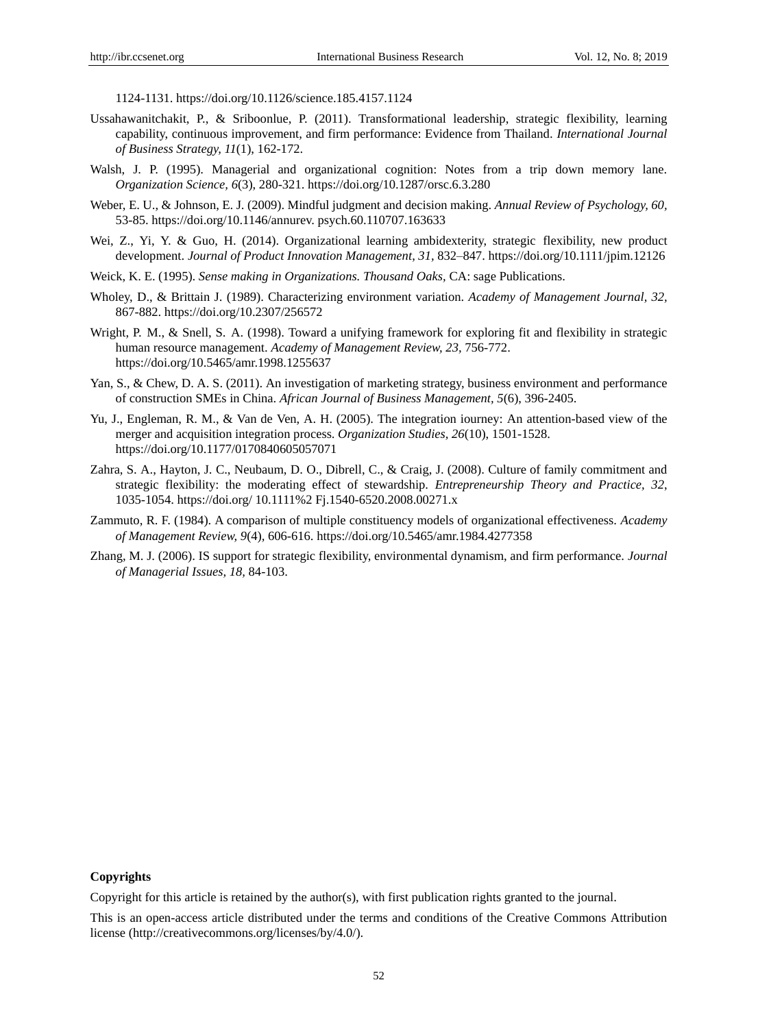1124-1131. https://doi.org/10.1126/science.185.4157.1124

Ussahawanitchakit, P., & Sriboonlue, P. (2011). Transformational leadership, strategic flexibility, learning capability, continuous improvement, and firm performance: Evidence from Thailand. *International Journal of Business Strategy, 11*(1), 162-172.

Walsh, J. P. (1995). Managerial and organizational cognition: Notes from a trip down memory lane. *Organization Science, 6*(3), 280-321. https://doi.org/10.1287/orsc.6.3.280

Weber, E. U., & Johnson, E. J. (2009). Mindful judgment and decision making. *Annual Review of Psychology, 60*, 53-85. https://doi.org/10.1146/annurev. psych.60.110707.163633

Wei, Z., Yi, Y. & Guo, H. (2014). Organizational learning ambidexterity, strategic flexibility, new product development. *Journal of Product Innovation Management, 31*, 832–847. https://doi.org/10.1111/jpim.12126

Weick, K. E. (1995). *Sense making in Organizations. Thousand Oaks,* CA: sage Publications.

Wholey, D., & Brittain J. (1989). Characterizing environment variation. *Academy of Management Journal, 32*, 867-882. https://doi.org/10.2307/256572

Wright, P. M., & Snell, S. A. (1998). Toward a unifying framework for exploring fit and flexibility in strategic human resource management. *Academy of Management Review, 23*, 756-772. https://doi.org/10.5465/amr.1998.1255637

Yan, S., & Chew, D. A. S. (2011). An investigation of marketing strategy, business environment and performance of construction SMEs in China. *African Journal of Business Management, 5*(6), 396-2405.

Yu, J., Engleman, R. M., & Van de Ven, A. H. (2005). The integration iourney: An attention-based view of the merger and acquisition integration process. *Organization Studies, 26*(10), 1501-1528. https://doi.org/10.1177/0170840605057071

Zahra, S. A., Hayton, J. C., Neubaum, D. O., Dibrell, C., & Craig, J. (2008). Culture of family commitment and strategic flexibility: the moderating effect of stewardship. *Entrepreneurship Theory and Practice, 32*, 1035-1054. https://doi.org/ 10.1111%2 Fj.1540-6520.2008.00271.x

Zammuto, R. F. (1984). A comparison of multiple constituency models of organizational effectiveness. *Academy of Management Review, 9*(4), 606-616. https://doi.org/10.5465/amr.1984.4277358

Zhang, M. J. (2006). IS support for strategic flexibility, environmental dynamism, and firm performance. *Journal of Managerial Issues, 18*, 84-103.

**Copyrights**

Copyright for this article is retained by the author(s), with first publication rights granted to the journal.

This is an open-access article distributed under the terms and conditions of the Creative Commons Attribution license (http://creativecommons.org/licenses/by/4.0/).